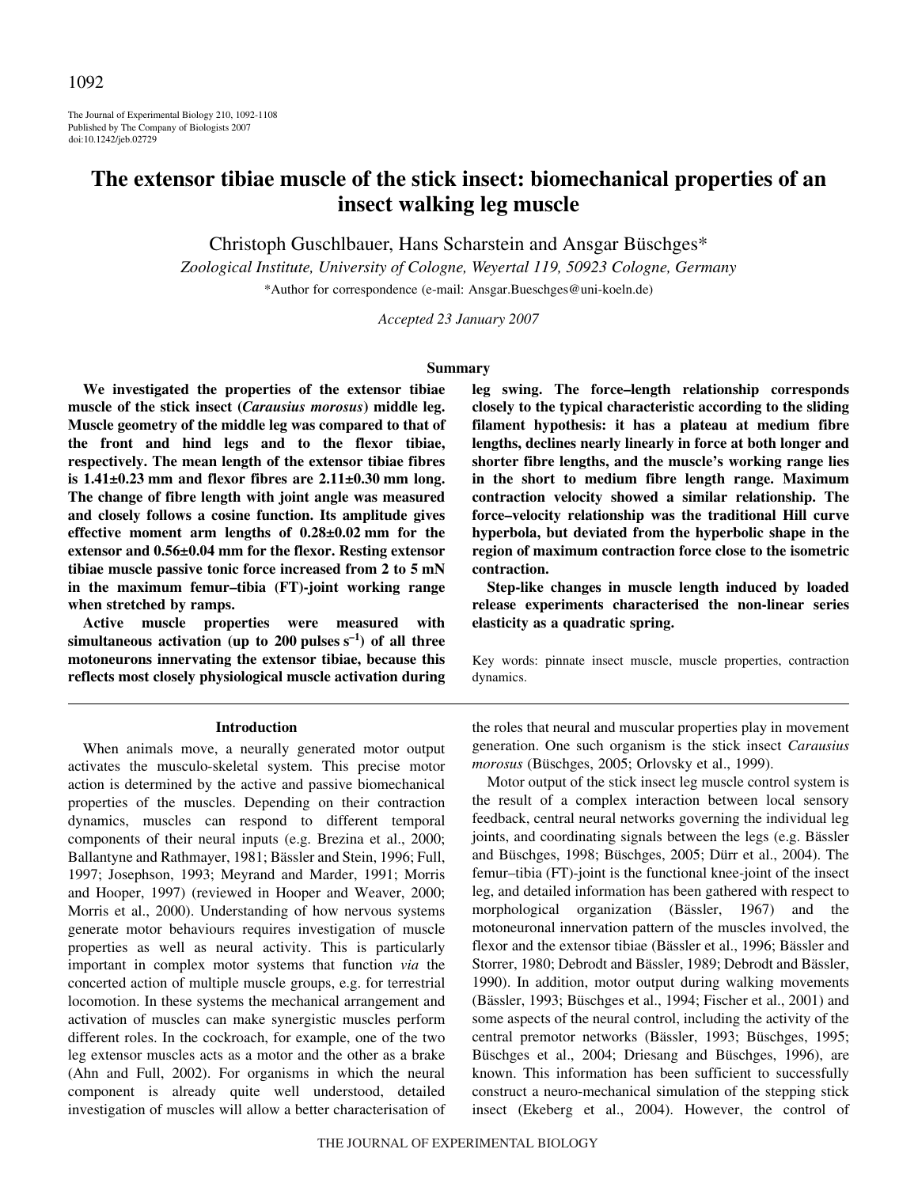# The extensor tibiae muscle of the stick insect: biomechanical properties of an insect walking leg muscle

Christoph Guschlbauer, Hans Scharstein and Ansgar Büschges*

*Zoological Institute, University of Cologne, Weyertal 119, 50923 Cologne, Germany*

*Author for correspondence (e-mail: Ansgar.Bueschges@uni-koeln.de)

*Accepted 23 January 2007*

## Summary

**We investigated the properties of the extensor tibiae muscle of the stick insect (*Carausius morosus*) middle leg. Muscle geometry of the middle leg was compared to that of the front and hind legs and to the flexor tibiae, respectively. The mean length of the extensor tibiae fibres is 1.41±0.23 mm and flexor fibres are 2.11±0.30 mm long. The change of fibre length with joint angle was measured and closely follows a cosine function. Its amplitude gives effective moment arm lengths of 0.28±0.02 mm for the extensor and 0.56±0.04 mm for the flexor. Resting extensor tibiae muscle passive tonic force increased from 2 to 5 mN in the maximum femur–tibia (FT)-joint working range when stretched by ramps.**

**Active muscle properties were measured with simultaneous activation (up to 200 pulses $s^{-1}$) of all three motoneurons innervating the extensor tibiae, because this reflects most closely physiological muscle activation during leg swing. The force–length relationship corresponds closely to the typical characteristic according to the sliding filament hypothesis: it has a plateau at medium fibre lengths, declines nearly linearly in force at both longer and shorter fibre lengths, and the muscle's working range lies in the short to medium fibre length range. Maximum contraction velocity showed a similar relationship. The force–velocity relationship was the traditional Hill curve hyperbola, but deviated from the hyperbolic shape in the region of maximum contraction force close to the isometric contraction.**

**Step-like changes in muscle length induced by loaded release experiments characterised the non-linear series elasticity as a quadratic spring.**

Key words: pinnate insect muscle, muscle properties, contraction dynamics.

## Introduction

When animals move, a neurally generated motor output activates the musculo-skeletal system. This precise motor action is determined by the active and passive biomechanical properties of the muscles. Depending on their contraction dynamics, muscles can respond to different temporal components of their neural inputs (e.g. Brezina et al., 2000; Ballantyne and Rathmayer, 1981; Bässler and Stein, 1996; Full, 1997; Josephson, 1993; Meyrand and Marder, 1991; Morris and Hooper, 1997) (reviewed in Hooper and Weaver, 2000; Morris et al., 2000). Understanding of how nervous systems generate motor behaviours requires investigation of muscle properties as well as neural activity. This is particularly important in complex motor systems that function *via* the concerted action of multiple muscle groups, e.g. for terrestrial locomotion. In these systems the mechanical arrangement and activation of muscles can make synergistic muscles perform different roles. In the cockroach, for example, one of the two leg extensor muscles acts as a motor and the other as a brake (Ahn and Full, 2002). For organisms in which the neural component is already quite well understood, detailed investigation of muscles will allow a better characterisation of the roles that neural and muscular properties play in movement generation. One such organism is the stick insect *Carausius morosus* (Büschges, 2005; Orlovsky et al., 1999).

Motor output of the stick insect leg muscle control system is the result of a complex interaction between local sensory feedback, central neural networks governing the individual leg joints, and coordinating signals between the legs (e.g. Bässler and Büschges, 1998; Büschges, 2005; Dürr et al., 2004). The femur–tibia (FT)-joint is the functional knee-joint of the insect leg, and detailed information has been gathered with respect to morphological organization (Bässler, 1967) and the motoneuronal innervation pattern of the muscles involved, the flexor and the extensor tibiae (Bässler et al., 1996; Bässler and Storrer, 1980; Debrodt and Bässler, 1989; Debrodt and Bässler, 1990). In addition, motor output during walking movements (Bässler, 1993; Büschges et al., 1994; Fischer et al., 2001) and some aspects of the neural control, including the activity of the central premotor networks (Bässler, 1993; Büschges, 1995; Büschges et al., 2004; Driesang and Büschges, 1996), are known. This information has been sufficient to successfully construct a neuro-mechanical simulation of the stepping stick insect (Ekeberg et al., 2004). However, the control of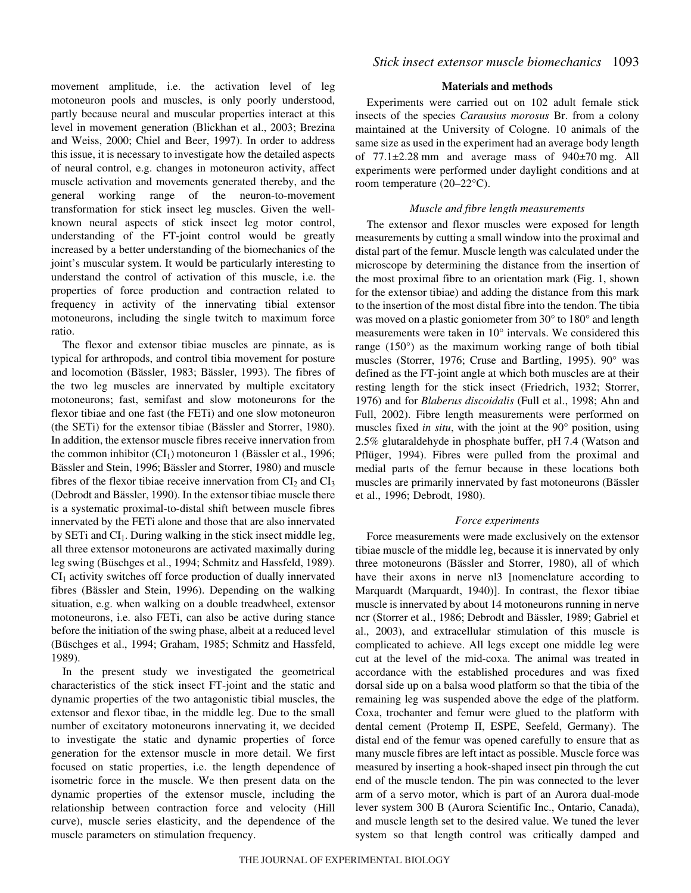movement amplitude, i.e. the activation level of leg motoneuron pools and muscles, is only poorly understood, partly because neural and muscular properties interact at this level in movement generation (Blickhan et al., 2003; Brezina and Weiss, 2000; Chiel and Beer, 1997). In order to address this issue, it is necessary to investigate how the detailed aspects of neural control, e.g. changes in motoneuron activity, affect muscle activation and movements generated thereby, and the general working range of the neuron-to-movement transformation for stick insect leg muscles. Given the well-known neural aspects of stick insect leg motor control, understanding of the FT-joint control would be greatly increased by a better understanding of the biomechanics of the joint's muscular system. It would be particularly interesting to understand the control of activation of this muscle, i.e. the properties of force production and contraction related to frequency in activity of the innervating tibial extensor motoneurons, including the single twitch to maximum force ratio.

The flexor and extensor tibiae muscles are pinnate, as is typical for arthropods, and control tibia movement for posture and locomotion (Bässler, 1983; Bässler, 1993). The fibres of the two leg muscles are innervated by multiple excitatory motoneurons; fast, semifast and slow motoneurons for the flexor tibiae and one fast (the FETi) and one slow motoneuron (the SETi) for the extensor tibiae (Bässler and Storrer, 1980). In addition, the extensor muscle fibres receive innervation from the common inhibitor ($CI_1$) motoneuron 1 (Bässler et al., 1996; Bässler and Stein, 1996; Bässler and Storrer, 1980) and muscle fibres of the flexor tibiae receive innervation from $CI_2$ and $CI_3$ (Debrodt and Bässler, 1990). In the extensor tibiae muscle there is a systematic proximal-to-distal shift between muscle fibres innervated by the FETi alone and those that are also innervated by SETi and $CI_1$. During walking in the stick insect middle leg, all three extensor motoneurons are activated maximally during leg swing (Büschges et al., 1994; Schmitz and Hassfeld, 1989). $CI_1$ activity switches off force production of dually innervated fibres (Bässler and Stein, 1996). Depending on the walking situation, e.g. when walking on a double treadwheel, extensor motoneurons, i.e. also FETi, can also be active during stance before the initiation of the swing phase, albeit at a reduced level (Büschges et al., 1994; Graham, 1985; Schmitz and Hassfeld, 1989).

In the present study we investigated the geometrical characteristics of the stick insect FT-joint and the static and dynamic properties of the two antagonistic tibial muscles, the extensor and flexor tibae, in the middle leg. Due to the small number of excitatory motoneurons innervating it, we decided to investigate the static and dynamic properties of force generation for the extensor muscle in more detail. We first focused on static properties, i.e. the length dependence of isometric force in the muscle. We then present data on the dynamic properties of the extensor muscle, including the relationship between contraction force and velocity (Hill curve), muscle series elasticity, and the dependence of the muscle parameters on stimulation frequency.

## Materials and methods

Experiments were carried out on 102 adult female stick insects of the species *Carausius morosus* Br. from a colony maintained at the University of Cologne. 10 animals of the same size as used in the experiment had an average body length of 77.1±2.28 mm and average mass of 940±70 mg. All experiments were performed under daylight conditions and at room temperature (20–22°C).

### *Muscle and fibre length measurements*

The extensor and flexor muscles were exposed for length measurements by cutting a small window into the proximal and distal part of the femur. Muscle length was calculated under the microscope by determining the distance from the insertion of the most proximal fibre to an orientation mark (Fig. 1, shown for the extensor tibiae) and adding the distance from this mark to the insertion of the most distal fibre into the tendon. The tibia was moved on a plastic goniometer from 30° to 180° and length measurements were taken in 10° intervals. We considered this range (150°) as the maximum working range of both tibial muscles (Storrer, 1976; Cruse and Bartling, 1995). 90° was defined as the FT-joint angle at which both muscles are at their resting length for the stick insect (Friedrich, 1932; Storrer, 1976) and for *Blaberus discoidalis* (Full et al., 1998; Ahn and Full, 2002). Fibre length measurements were performed on muscles fixed *in situ*, with the joint at the 90° position, using 2.5% glutaraldehyde in phosphate buffer, pH 7.4 (Watson and Pflüger, 1994). Fibres were pulled from the proximal and medial parts of the femur because in these locations both muscles are primarily innervated by fast motoneurons (Bässler et al., 1996; Debrodt, 1980).

### *Force experiments*

Force measurements were made exclusively on the extensor tibiae muscle of the middle leg, because it is innervated by only three motoneurons (Bässler and Storrer, 1980), all of which have their axons in nerve nl3 [nomenclature according to Marquardt (Marquardt, 1940)]. In contrast, the flexor tibiae muscle is innervated by about 14 motoneurons running in nerve ncr (Storrer et al., 1986; Debrodt and Bässler, 1989; Gabriel et al., 2003), and extracellular stimulation of this muscle is complicated to achieve. All legs except one middle leg were cut at the level of the mid-coxa. The animal was treated in accordance with the established procedures and was fixed dorsal side up on a balsa wood platform so that the tibia of the remaining leg was suspended above the edge of the platform. Coxa, trochanter and femur were glued to the platform with dental cement (Protemp II, ESPE, Seefeld, Germany). The distal end of the femur was opened carefully to ensure that as many muscle fibres are left intact as possible. Muscle force was measured by inserting a hook-shaped insect pin through the cut end of the muscle tendon. The pin was connected to the lever arm of a servo motor, which is part of an Aurora dual-mode lever system 300 B (Aurora Scientific Inc., Ontario, Canada), and muscle length set to the desired value. We tuned the lever system so that length control was critically damped and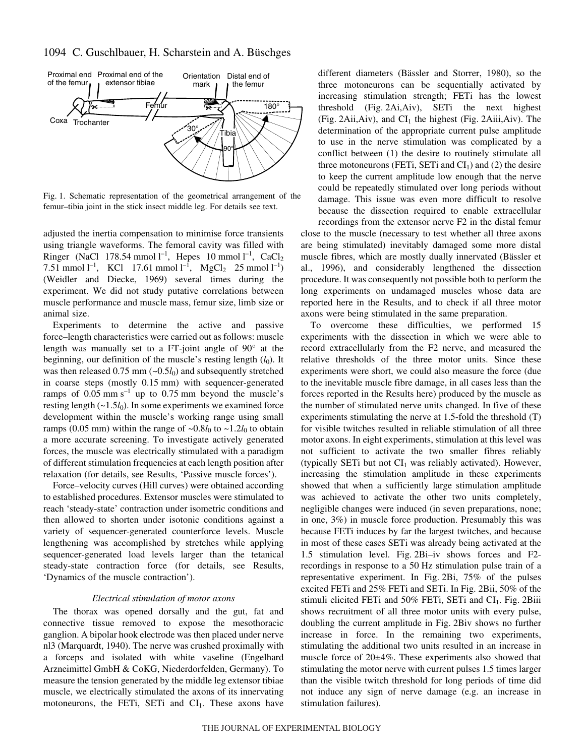Fig. 1. Schematic representation of the geometrical arrangement of the femur–tibia joint in the stick insect middle leg. For details see text.

adjusted the inertia compensation to minimise force transients using triangle waveforms. The femoral cavity was filled with Ringer (NaCl 178.54 mmol $l^{-1}$, Hepes 10 mmol $l^{-1}$, $CaCl_2$ 7.51 mmol $l^{-1}$, KCl 17.61 mmol $l^{-1}$, $MgCl_2$ 25 mmol $l^{-1}$) (Weidler and Diecke, 1969) several times during the experiment. We did not study putative correlations between muscle performance and muscle mass, femur size, limb size or animal size.

Experiments to determine the active and passive force–length characteristics were carried out as follows: muscle length was manually set to a FT-joint angle of 90° at the beginning, our definition of the muscle's resting length ($l_0$). It was then released 0.75 mm (~$0.5l_0$) and subsequently stretched in coarse steps (mostly 0.15 mm) with sequencer-generated ramps of 0.05 mm $s^{-1}$ up to 0.75 mm beyond the muscle's resting length (~$1.5l_0$). In some experiments we examined force development within the muscle's working range using small ramps (0.05 mm) within the range of ~$0.8l_0$ to ~$1.2l_0$ to obtain a more accurate screening. To investigate actively generated forces, the muscle was electrically stimulated with a paradigm of different stimulation frequencies at each length position after relaxation (for details, see Results, 'Passive muscle forces').

Force–velocity curves (Hill curves) were obtained according to established procedures. Extensor muscles were stimulated to reach 'steady-state' contraction under isometric conditions and then allowed to shorten under isotonic conditions against a variety of sequencer-generated counterforce levels. Muscle lengthening was accomplished by stretches while applying sequencer-generated load levels larger than the tetanical steady-state contraction force (for details, see Results, 'Dynamics of the muscle contraction').

### *Electrical stimulation of motor axons*

The thorax was opened dorsally and the gut, fat and connective tissue removed to expose the mesothoracic ganglion. A bipolar hook electrode was then placed under nerve nl3 (Marquardt, 1940). The nerve was crushed proximally with a forceps and isolated with white vaseline (Engelhard Arzneimittel GmbH & CoKG, Niederdorfelden, Germany). To measure the tension generated by the middle leg extensor tibiae muscle, we electrically stimulated the axons of its innervating motoneurons, the FETi, SETi and $CI_1$. These axons have different diameters (Bässler and Storrer, 1980), so the three motoneurons can be sequentially activated by increasing stimulation strength; FETi has the lowest threshold (Fig. 2Ai,Aiv), SETi the next highest (Fig. 2Aii,Aiv), and $CI_1$ the highest (Fig. 2Aiii,Aiv). The determination of the appropriate current pulse amplitude to use in the nerve stimulation was complicated by a conflict between (1) the desire to routinely stimulate all three motoneurons (FETi, SETi and $CI_1$) and (2) the desire to keep the current amplitude low enough that the nerve could be repeatedly stimulated over long periods without damage. This issue was even more difficult to resolve because the dissection required to enable extracellular recordings from the extensor nerve F2 in the distal femur close to the muscle (necessary to test whether all three axons are being stimulated) inevitably damaged some more distal muscle fibres, which are mostly dually innervated (Bässler et al., 1996), and considerably lengthened the dissection procedure. It was consequently not possible both to perform the long experiments on undamaged muscles whose data are reported here in the Results, and to check if all three motor axons were being stimulated in the same preparation.

To overcome these difficulties, we performed 15 experiments with the dissection in which we were able to record extracellularly from the F2 nerve, and measured the relative thresholds of the three motor units. Since these experiments were short, we could also measure the force (due to the inevitable muscle fibre damage, in all cases less than the forces reported in the Results here) produced by the muscle as the number of stimulated nerve units changed. In five of these experiments stimulating the nerve at 1.5-fold the threshold (T) for visible twitches resulted in reliable stimulation of all three motor axons. In eight experiments, stimulation at this level was not sufficient to activate the two smaller fibres reliably (typically SETi but not $CI_1$ was reliably activated). However, increasing the stimulation amplitude in these experiments showed that when a sufficiently large stimulation amplitude was achieved to activate the other two units completely, negligible changes were induced (in seven preparations, none; in one, 3%) in muscle force production. Presumably this was because FETi induces by far the largest twitches, and because in most of these cases SETi was already being activated at the 1.5 stimulation level. Fig. 2Bi–iv shows forces and F2-recordings in response to a 50 Hz stimulation pulse train of a representative experiment. In Fig. 2Bi, 75% of the pulses excited FETi and 25% FETi and SETi. In Fig. 2Bii, 50% of the stimuli elicited FETi and 50% FETi, SETi and $CI_1$. Fig. 2Biii shows recruitment of all three motor units with every pulse, doubling the current amplitude in Fig. 2Biv shows no further increase in force. In the remaining two experiments, stimulating the additional two units resulted in an increase in muscle force of 20±4%. These experiments also showed that stimulating the motor nerve with current pulses 1.5 times larger than the visible twitch threshold for long periods of time did not induce any sign of nerve damage (e.g. an increase in stimulation failures).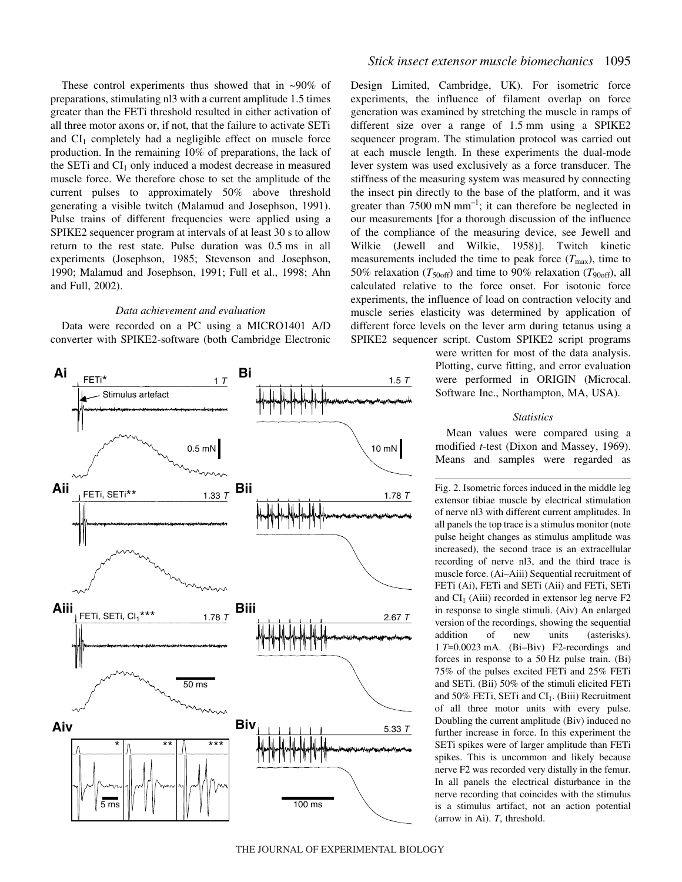These control experiments thus showed that in ~90% of preparations, stimulating nl3 with a current amplitude 1.5 times greater than the FETi threshold resulted in either activation of all three motor axons or, if not, that the failure to activate SETi and $CI_1$ completely had a negligible effect on muscle force production. In the remaining 10% of preparations, the lack of the SETi and $CI_1$ only induced a modest decrease in measured muscle force. We therefore chose to set the amplitude of the current pulses to approximately 50% above threshold generating a visible twitch (Malamud and Josephson, 1991). Pulse trains of different frequencies were applied using a SPIKE2 sequencer program at intervals of at least 30 s to allow return to the rest state. Pulse duration was 0.5 ms in all experiments (Josephson, 1985; Stevenson and Josephson, 1990; Malamud and Josephson, 1991; Full et al., 1998; Ahn and Full, 2002).

### *Data achievement and evaluation*

Data were recorded on a PC using a MICRO1401 A/D converter with SPIKE2-software (both Cambridge Electronic Design Limited, Cambridge, UK). For isometric force experiments, the influence of filament overlap on force generation was examined by stretching the muscle in ramps of different size over a range of 1.5 mm using a SPIKE2 sequencer program. The stimulation protocol was carried out at each muscle length. In these experiments the dual-mode lever system was used exclusively as a force transducer. The stiffness of the measuring system was measured by connecting the insect pin directly to the base of the platform, and it was greater than 7500 mN mm$^{-1}$; it can therefore be neglected in our measurements [for a thorough discussion of the influence of the compliance of the measuring device, see Jewell and Wilkie (Jewell and Wilkie, 1958)]. Twitch kinetic measurements included the time to peak force ($T_{max}$), time to 50% relaxation ($T_{50off}$) and time to 90% relaxation ($T_{90off}$), all calculated relative to the force onset. For isotonic force experiments, the influence of load on contraction velocity and muscle series elasticity was determined by application of different force levels on the lever arm during tetanus using a SPIKE2 sequencer script. Custom SPIKE2 script programs were written for most of the data analysis. Plotting, curve fitting, and error evaluation were performed in ORIGIN (Microcal. Software Inc., Northampton, MA, USA).

### *Statistics*

Mean values were compared using a modified *t*-test (Dixon and Massey, 1969). Means and samples were regarded as

Fig. 2. Isometric forces induced in the middle leg extensor tibiae muscle by electrical stimulation of nerve nl3 with different current amplitudes. In all panels the top trace is a stimulus monitor (note pulse height changes as stimulus amplitude was increased), the second trace is an extracellular recording of nerve nl3, and the third trace is muscle force. (Ai–Aiii) Sequential recruitment of FETi (Ai), FETi and SETi (Aii) and FETi, SETi and $CI_1$ (Aiii) recorded in extensor leg nerve F2 in response to single stimuli. (Aiv) An enlarged version of the recordings, showing the sequential addition of new units (asterisks). 1 *T*=0.0023 mA. (Bi–Biv) F2-recordings and forces in response to a 50 Hz pulse train. (Bi) 75% of the pulses excited FETi and 25% FETi and SETi. (Bii) 50% of the stimuli elicited FETi and 50% FETi, SETi and $CI_1$. (Biii) Recruitment of all three motor units with every pulse. Doubling the current amplitude (Biv) induced no further increase in force. In this experiment the SETi spikes were of larger amplitude than FETi spikes. This is uncommon and likely because nerve F2 was recorded very distally in the femur. In all panels the electrical disturbance in the nerve recording that coincides with the stimulus is a stimulus artifact, not an action potential (arrow in Ai). *T*, threshold.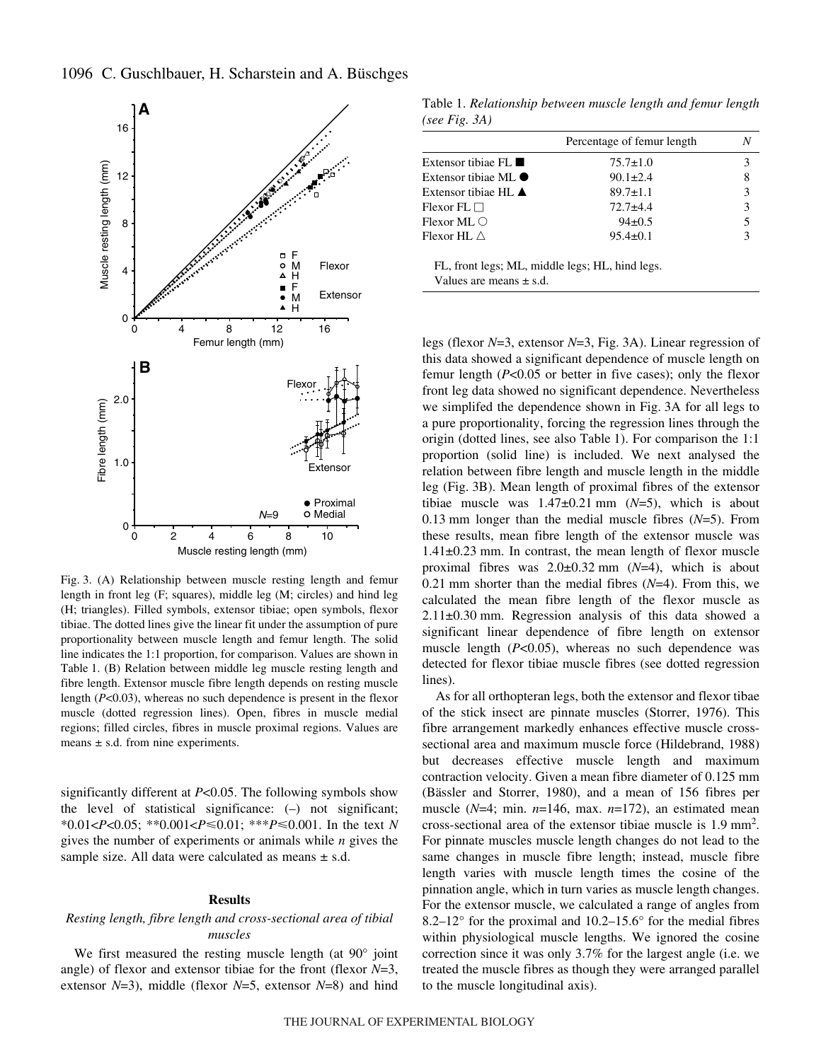Fig. 3. (A) Relationship between muscle resting length and femur length in front leg (F; squares), middle leg (M; circles) and hind leg (H; triangles). Filled symbols, extensor tibiae; open symbols, flexor tibiae. The dotted lines give the linear fit under the assumption of pure proportionality between muscle length and femur length. The solid line indicates the 1:1 proportion, for comparison. Values are shown in Table 1. (B) Relation between middle leg muscle resting length and fibre length. Extensor muscle fibre length depends on resting muscle length ($P<0.03$), whereas no such dependence is present in the flexor muscle (dotted regression lines). Open, fibres in muscle medial regions; filled circles, fibres in muscle proximal regions. Values are means ± s.d. from nine experiments.

significantly different at $P<0.05$. The following symbols show the level of statistical significance: (–) not significant; $^{*}0.01<P<0.05$; $^{**}0.001<P\leqslant0.01$; $^{***}P\leqslant0.001$. In the text *N* gives the number of experiments or animals while *n* gives the sample size. All data were calculated as means ± s.d.

## Results

### *Resting length, fibre length and cross-sectional area of tibial muscles*

We first measured the resting muscle length (at 90° joint angle) of flexor and extensor tibiae for the front (flexor $N=3$, extensor $N=3$), middle (flexor $N=5$, extensor $N=8$) and hind legs (flexor $N=3$, extensor $N=3$, Fig. 3A). Linear regression of this data showed a significant dependence of muscle length on femur length ($P<0.05$ or better in five cases); only the flexor front leg data showed no significant dependence. Nevertheless we simplifed the dependence shown in Fig. 3A for all legs to a pure proportionality, forcing the regression lines through the origin (dotted lines, see also Table 1). For comparison the 1:1 proportion (solid line) is included. We next analysed the relation between fibre length and muscle length in the middle leg (Fig. 3B). Mean length of proximal fibres of the extensor tibiae muscle was 1.47±0.21 mm ($N=5$), which is about 0.13 mm longer than the medial muscle fibres ($N=5$). From these results, mean fibre length of the extensor muscle was 1.41±0.23 mm. In contrast, the mean length of flexor muscle proximal fibres was 2.0±0.32 mm ($N=4$), which is about 0.21 mm shorter than the medial fibres ($N=4$). From this, we calculated the mean fibre length of the flexor muscle as 2.11±0.30 mm. Regression analysis of this data showed a significant linear dependence of fibre length on extensor muscle length ($P<0.05$), whereas no such dependence was detected for flexor tibiae muscle fibres (see dotted regression lines).

Table 1. *Relationship between muscle length and femur length (see Fig. 3A)*

| | Percentage of femur length | *N* |
|---|---|---|
| Extensor tibiae FL ■ | 75.7±1.0 | 3 |
| Extensor tibiae ML ● | 90.1±2.4 | 8 |
| Extensor tibiae HL ▲ | 89.7±1.1 | 3 |
| Flexor FL □ | 72.7±4.4 | 3 |
| Flexor ML ○ | 94±0.5 | 5 |
| Flexor HL △ | 95.4±0.1 | 3 |

FL, front legs; ML, middle legs; HL, hind legs.
Values are means ± s.d.

As for all orthopteran legs, both the extensor and flexor tibae of the stick insect are pinnate muscles (Storrer, 1976). This fibre arrangement markedly enhances effective muscle cross-sectional area and maximum muscle force (Hildebrand, 1988) but decreases effective muscle length and maximum contraction velocity. Given a mean fibre diameter of 0.125 mm (Bässler and Storrer, 1980), and a mean of 156 fibres per muscle ($N=4$; min. $n=146$, max. $n=172$), an estimated mean cross-sectional area of the extensor tibiae muscle is 1.9 $mm^2$. For pinnate muscles muscle length changes do not lead to the same changes in muscle fibre length; instead, muscle fibre length varies with muscle length times the cosine of the pinnation angle, which in turn varies as muscle length changes. For the extensor muscle, we calculated a range of angles from 8.2–12° for the proximal and 10.2–15.6° for the medial fibres within physiological muscle lengths. We ignored the cosine correction since it was only 3.7% for the largest angle (i.e. we treated the muscle fibres as though they were arranged parallel to the muscle longitudinal axis).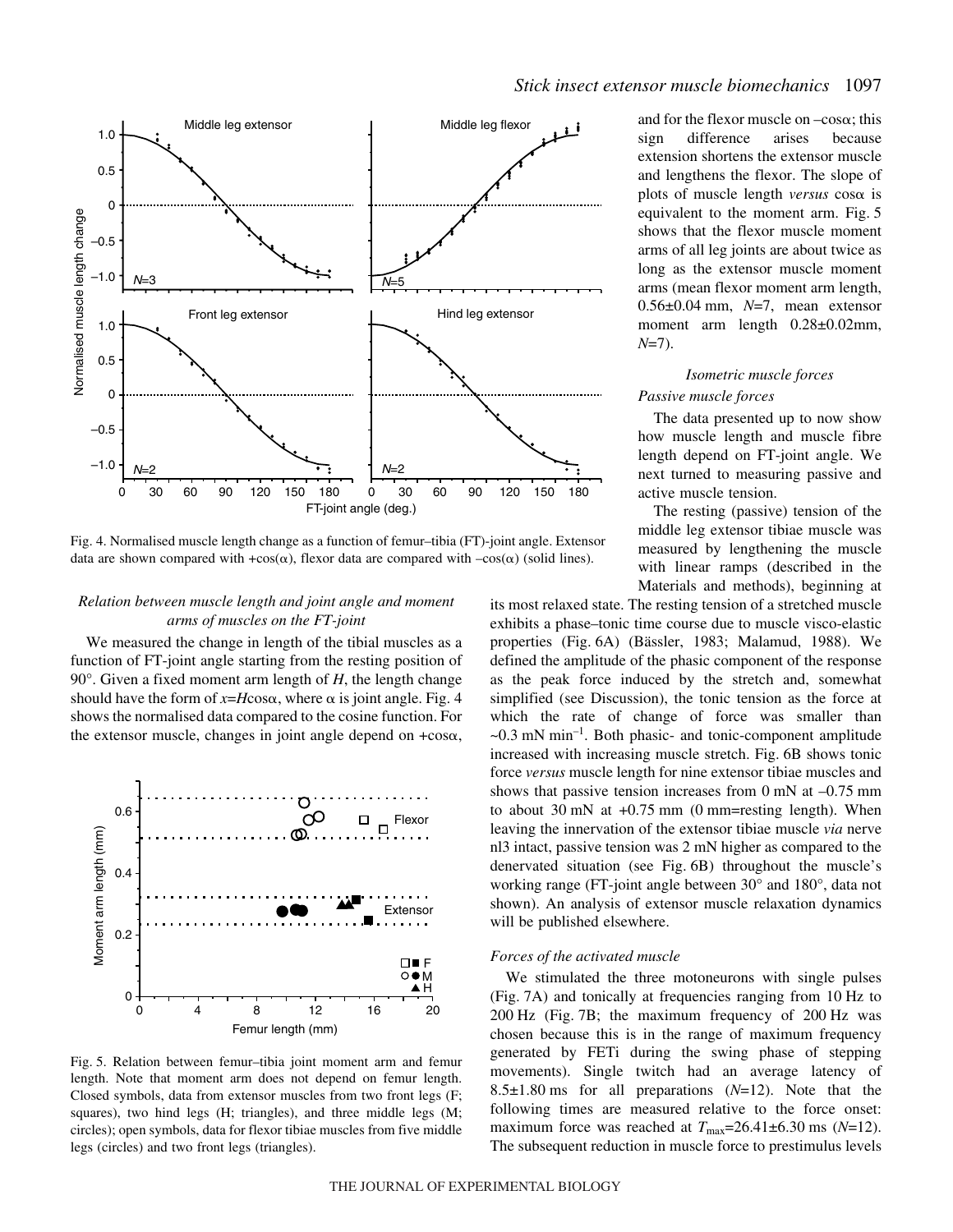Fig. 4. Normalised muscle length change as a function of femur–tibia (FT)-joint angle. Extensor data are shown compared with $+\cos(\alpha)$, flexor data are compared with $-\cos(\alpha)$ (solid lines).

### *Relation between muscle length and joint angle and moment arms of muscles on the FT-joint*

We measured the change in length of the tibial muscles as a function of FT-joint angle starting from the resting position of 90°. Given a fixed moment arm length of $H$, the length change should have the form of $x=H\cos\alpha$, where $\alpha$ is joint angle. Fig. 4 shows the normalised data compared to the cosine function. For the extensor muscle, changes in joint angle depend on $+\cos\alpha$, and for the flexor muscle on $-\cos\alpha$; this sign difference arises because extension shortens the extensor muscle and lengthens the flexor. The slope of plots of muscle length *versus* $\cos\alpha$ is equivalent to the moment arm. Fig. 5 shows that the flexor muscle moment arms of all leg joints are about twice as long as the extensor muscle moment arms (mean flexor moment arm length, 0.56±0.04 mm, $N$=7, mean extensor moment arm length 0.28±0.02mm, $N$=7).

Fig. 5. Relation between femur–tibia joint moment arm and femur length. Note that moment arm does not depend on femur length. Closed symbols, data from extensor muscles from two front legs (F; squares), two hind legs (H; triangles), and three middle legs (M; circles); open symbols, data for flexor tibiae muscles from five middle legs (circles) and two front legs (triangles).

### *Isometric muscle forces*

#### *Passive muscle forces*

The data presented up to now show how muscle length and muscle fibre length depend on FT-joint angle. We next turned to measuring passive and active muscle tension.

The resting (passive) tension of the middle leg extensor tibiae muscle was measured by lengthening the muscle with linear ramps (described in the Materials and methods), beginning at its most relaxed state. The resting tension of a stretched muscle exhibits a phase–tonic time course due to muscle visco-elastic properties (Fig. 6A) (Bässler, 1983; Malamud, 1988). We defined the amplitude of the phasic component of the response as the peak force induced by the stretch and, somewhat simplified (see Discussion), the tonic tension as the force at which the rate of change of force was smaller than ~0.3 mN min$^{-1}$. Both phasic- and tonic-component amplitude increased with increasing muscle stretch. Fig. 6B shows tonic force *versus* muscle length for nine extensor tibiae muscles and shows that passive tension increases from 0 mN at –0.75 mm to about 30 mN at +0.75 mm (0 mm=resting length). When leaving the innervation of the extensor tibiae muscle *via* nerve nl3 intact, passive tension was 2 mN higher as compared to the denervated situation (see Fig. 6B) throughout the muscle's working range (FT-joint angle between 30° and 180°, data not shown). An analysis of extensor muscle relaxation dynamics will be published elsewhere.

#### *Forces of the activated muscle*

We stimulated the three motoneurons with single pulses (Fig. 7A) and tonically at frequencies ranging from 10 Hz to 200 Hz (Fig. 7B; the maximum frequency of 200 Hz was chosen because this is in the range of maximum frequency generated by FETi during the swing phase of stepping movements). Single twitch had an average latency of 8.5±1.80 ms for all preparations ($N$=12). Note that the following times are measured relative to the force onset: maximum force was reached at $T_{max}$=26.41±6.30 ms ($N$=12). The subsequent reduction in muscle force to prestimulus levels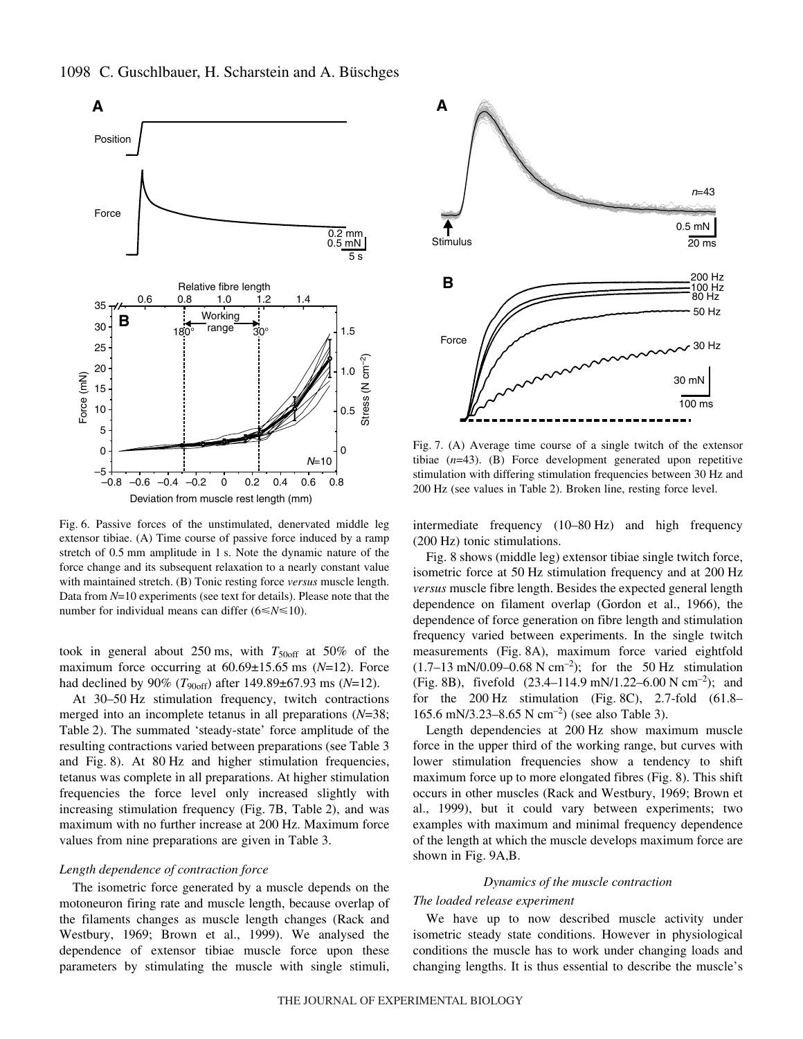Fig. 6. Passive forces of the unstimulated, denervated middle leg extensor tibiae. (A) Time course of passive force induced by a ramp stretch of 0.5 mm amplitude in 1 s. Note the dynamic nature of the force change and its subsequent relaxation to a nearly constant value with maintained stretch. (B) Tonic resting force *versus* muscle length. Data from $N$=10 experiments (see text for details). Please note that the number for individual means can differ ($6 \leq N \leq 10$).

Fig. 7. (A) Average time course of a single twitch of the extensor tibiae ($n$=43). (B) Force development generated upon repetitive stimulation with differing stimulation frequencies between 30 Hz and 200 Hz (see values in Table 2). Broken line, resting force level.

took in general about 250 ms, with $T_{50\mathrm{off}}$ at 50% of the maximum force occurring at 60.69±15.65 ms ($N$=12). Force had declined by 90% ($T_{90\mathrm{off}}$) after 149.89±67.93 ms ($N$=12).

At 30–50 Hz stimulation frequency, twitch contractions merged into an incomplete tetanus in all preparations ($N$=38; Table 2). The summated 'steady-state' force amplitude of the resulting contractions varied between preparations (see Table 3 and Fig. 8). At 80 Hz and higher stimulation frequencies, tetanus was complete in all preparations. At higher stimulation frequencies the force level only increased slightly with increasing stimulation frequency (Fig. 7B, Table 2), and was maximum with no further increase at 200 Hz. Maximum force values from nine preparations are given in Table 3.

*Length dependence of contraction force*

The isometric force generated by a muscle depends on the motoneuron firing rate and muscle length, because overlap of the filaments changes as muscle length changes (Rack and Westbury, 1969; Brown et al., 1999). We analysed the dependence of extensor tibiae muscle force upon these parameters by stimulating the muscle with single stimuli, intermediate frequency (10–80 Hz) and high frequency (200 Hz) tonic stimulations.

Fig. 8 shows (middle leg) extensor tibiae single twitch force, isometric force at 50 Hz stimulation frequency and at 200 Hz *versus* muscle fibre length. Besides the expected general length dependence on filament overlap (Gordon et al., 1966), the dependence of force generation on fibre length and stimulation frequency varied between experiments. In the single twitch measurements (Fig. 8A), maximum force varied eightfold (1.7–13 mN/0.09–0.68 N cm$^{-2}$); for the 50 Hz stimulation (Fig. 8B), fivefold (23.4–114.9 mN/1.22–6.00 N cm$^{-2}$); and for the 200 Hz stimulation (Fig. 8C), 2.7-fold (61.8–165.6 mN/3.23–8.65 N cm$^{-2}$) (see also Table 3).

Length dependencies at 200 Hz show maximum muscle force in the upper third of the working range, but curves with lower stimulation frequencies show a tendency to shift maximum force up to more elongated fibres (Fig. 8). This shift occurs in other muscles (Rack and Westbury, 1969; Brown et al., 1999), but it could vary between experiments; two examples with maximum and minimal frequency dependence of the length at which the muscle develops maximum force are shown in Fig. 9A,B.

## Dynamics of the muscle contraction

*The loaded release experiment*

We have up to now described muscle activity under isometric steady state conditions. However in physiological conditions the muscle has to work under changing loads and changing lengths. It is thus essential to describe the muscle's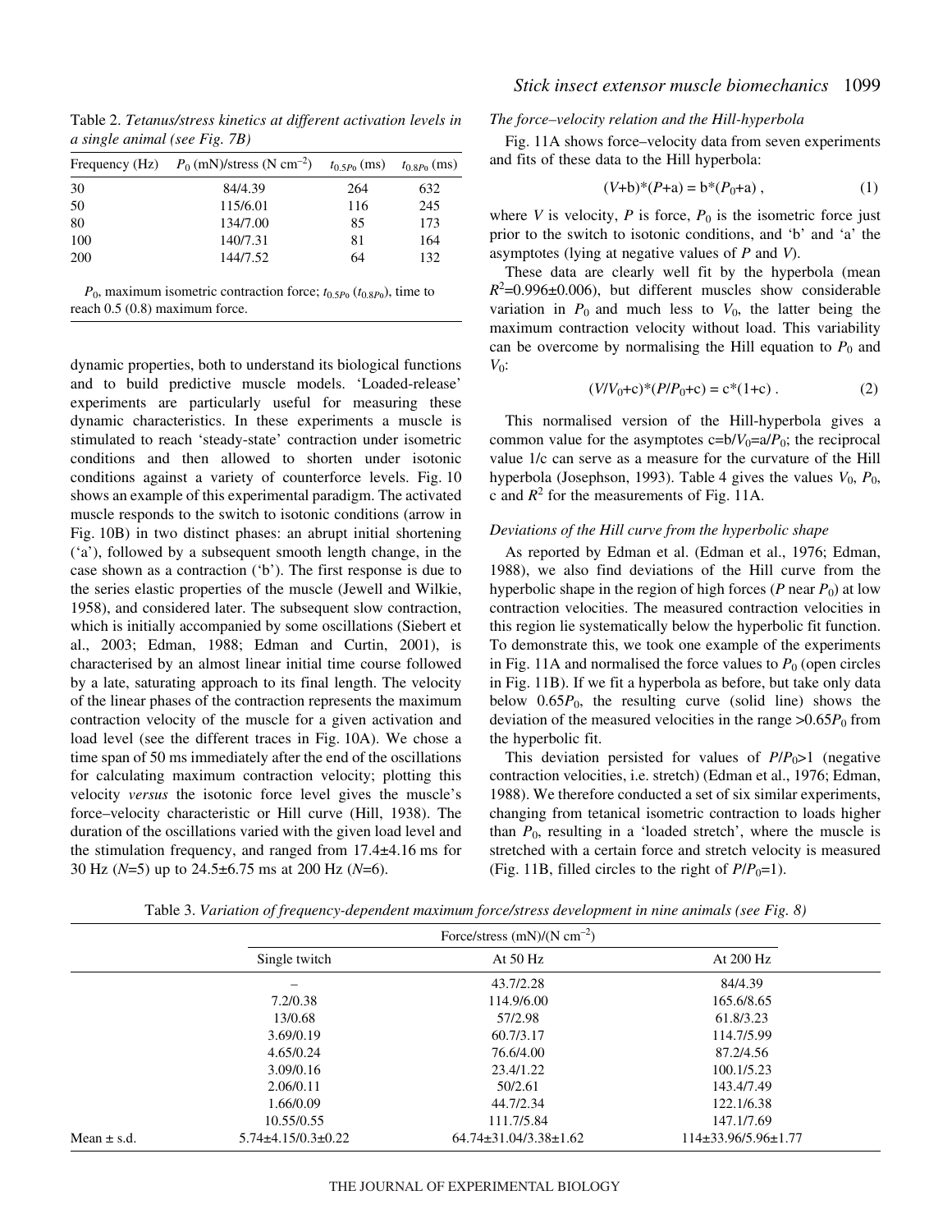Table 2. *Tetanus/stress kinetics at different activation levels in a single animal (see Fig. 7B)*

| Frequency (Hz) | $P_0$ (mN)/stress (N cm$^{-2}$) | $t_{0.5P_0}$ (ms) | $t_{0.8P_0}$ (ms) |
|---|---|---|---|
| 30 | 84/4.39 | 264 | 632 |
| 50 | 115/6.01 | 116 | 245 |
| 80 | 134/7.00 | 85 | 173 |
| 100 | 140/7.31 | 81 | 164 |
| 200 | 144/7.52 | 64 | 132 |

$P_0$, maximum isometric contraction force; $t_{0.5P_0}$ ($t_{0.8P_0}$), time to reach 0.5 (0.8) maximum force.

dynamic properties, both to understand its biological functions and to build predictive muscle models. 'Loaded-release' experiments are particularly useful for measuring these dynamic characteristics. In these experiments a muscle is stimulated to reach 'steady-state' contraction under isometric conditions and then allowed to shorten under isotonic conditions against a variety of counterforce levels. Fig. 10 shows an example of this experimental paradigm. The activated muscle responds to the switch to isotonic conditions (arrow in Fig. 10B) in two distinct phases: an abrupt initial shortening ('a'), followed by a subsequent smooth length change, in the case shown as a contraction ('b'). The first response is due to the series elastic properties of the muscle (Jewell and Wilkie, 1958), and considered later. The subsequent slow contraction, which is initially accompanied by some oscillations (Siebert et al., 2003; Edman, 1988; Edman and Curtin, 2001), is characterised by an almost linear initial time course followed by a late, saturating approach to its final length. The velocity of the linear phases of the contraction represents the maximum contraction velocity of the muscle for a given activation and load level (see the different traces in Fig. 10A). We chose a time span of 50 ms immediately after the end of the oscillations for calculating maximum contraction velocity; plotting this velocity *versus* the isotonic force level gives the muscle's force–velocity characteristic or Hill curve (Hill, 1938). The duration of the oscillations varied with the given load level and the stimulation frequency, and ranged from 17.4±4.16 ms for 30 Hz ($N$=5) up to 24.5±6.75 ms at 200 Hz ($N$=6).

### *The force–velocity relation and the Hill-hyperbola*

Fig. 11A shows force–velocity data from seven experiments and fits of these data to the Hill hyperbola:

$$(V+\mathrm{b})*(P+\mathrm{a}) = \mathrm{b}*(P_0+\mathrm{a})\,, \qquad (1)$$

where $V$ is velocity, $P$ is force, $P_0$ is the isometric force just prior to the switch to isotonic conditions, and 'b' and 'a' the asymptotes (lying at negative values of $P$ and $V$).

These data are clearly well fit by the hyperbola (mean $R^2$=0.996±0.006), but different muscles show considerable variation in $P_0$ and much less to $V_0$, the latter being the maximum contraction velocity without load. This variability can be overcome by normalising the Hill equation to $P_0$ and $V_0$:

$$(V/V_0+\mathrm{c})*(P/P_0+\mathrm{c}) = \mathrm{c}*(1+\mathrm{c})\,. \qquad (2)$$

This normalised version of the Hill-hyperbola gives a common value for the asymptotes c=b/$V_0$=a/$P_0$; the reciprocal value 1/c can serve as a measure for the curvature of the Hill hyperbola (Josephson, 1993). Table 4 gives the values $V_0$, $P_0$, c and $R^2$ for the measurements of Fig. 11A.

### *Deviations of the Hill curve from the hyperbolic shape*

As reported by Edman et al. (Edman et al., 1976; Edman, 1988), we also find deviations of the Hill curve from the hyperbolic shape in the region of high forces ($P$ near $P_0$) at low contraction velocities. The measured contraction velocities in this region lie systematically below the hyperbolic fit function. To demonstrate this, we took one example of the experiments in Fig. 11A and normalised the force values to $P_0$ (open circles in Fig. 11B). If we fit a hyperbola as before, but take only data below $0.65P_0$, the resulting curve (solid line) shows the deviation of the measured velocities in the range $>0.65P_0$ from the hyperbolic fit.

This deviation persisted for values of $P/P_0>1$ (negative contraction velocities, i.e. stretch) (Edman et al., 1976; Edman, 1988). We therefore conducted a set of six similar experiments, changing from tetanical isometric contraction to loads higher than $P_0$, resulting in a 'loaded stretch', where the muscle is stretched with a certain force and stretch velocity is measured (Fig. 11B, filled circles to the right of $P/P_0$=1).

Table 3. *Variation of frequency-dependent maximum force/stress development in nine animals (see Fig. 8)*

| | Force/stress (mN)/(N cm$^{-2}$) | | |
|---|---|---|---|
| | Single twitch | At 50 Hz | At 200 Hz |
| | – | 43.7/2.28 | 84/4.39 |
| | 7.2/0.38 | 114.9/6.00 | 165.6/8.65 |
| | 13/0.68 | 57/2.98 | 61.8/3.23 |
| | 3.69/0.19 | 60.7/3.17 | 114.7/5.99 |
| | 4.65/0.24 | 76.6/4.00 | 87.2/4.56 |
| | 3.09/0.16 | 23.4/1.22 | 100.1/5.23 |
| | 2.06/0.11 | 50/2.61 | 143.4/7.49 |
| | 1.66/0.09 | 44.7/2.34 | 122.1/6.38 |
| | 10.55/0.55 | 111.7/5.84 | 147.1/7.69 |
| Mean ± s.d. | 5.74±4.15/0.3±0.22 | 64.74±31.04/3.38±1.62 | 114±33.96/5.96±1.77 |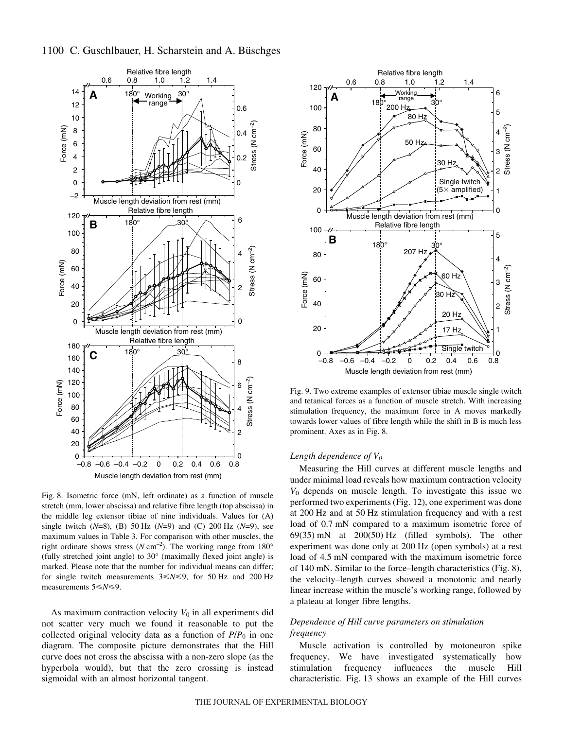Fig. 8. Isometric force (mN, left ordinate) as a function of muscle stretch (mm, lower abscissa) and relative fibre length (top abscissa) in the middle leg extensor tibiae of nine individuals. Values for (A) single twitch ($N$=8), (B) 50 Hz ($N$=9) and (C) 200 Hz ($N$=9), see maximum values in Table 3. For comparison with other muscles, the right ordinate shows stress ($N\,cm^{-2}$). The working range from 180° (fully stretched joint angle) to 30° (maximally flexed joint angle) is marked. Please note that the number for individual means can differ; for single twitch measurements $3 \leq N \leq 9$, for 50 Hz and 200 Hz measurements $5 \leq N \leq 9$.

As maximum contraction velocity $V_0$ in all experiments did not scatter very much we found it reasonable to put the collected original velocity data as a function of $P/P_0$ in one diagram. The composite picture demonstrates that the Hill curve does not cross the abscissa with a non-zero slope (as the hyperbola would), but that the zero crossing is instead sigmoidal with an almost horizontal tangent.

Fig. 9. Two extreme examples of extensor tibiae muscle single twitch and tetanical forces as a function of muscle stretch. With increasing stimulation frequency, the maximum force in A moves markedly towards lower values of fibre length while the shift in B is much less prominent. Axes as in Fig. 8.

### *Length dependence of $V_0$*

Measuring the Hill curves at different muscle lengths and under minimal load reveals how maximum contraction velocity $V_0$ depends on muscle length. To investigate this issue we performed two experiments (Fig. 12), one experiment was done at 200 Hz and at 50 Hz stimulation frequency and with a rest load of 0.7 mN compared to a maximum isometric force of 69(35) mN at 200(50) Hz (filled symbols). The other experiment was done only at 200 Hz (open symbols) at a rest load of 4.5 mN compared with the maximum isometric force of 140 mN. Similar to the force–length characteristics (Fig. 8), the velocity–length curves showed a monotonic and nearly linear increase within the muscle's working range, followed by a plateau at longer fibre lengths.

### *Dependence of Hill curve parameters on stimulation frequency*

Muscle activation is controlled by motoneuron spike frequency. We have investigated systematically how stimulation frequency influences the muscle Hill characteristic. Fig. 13 shows an example of the Hill curves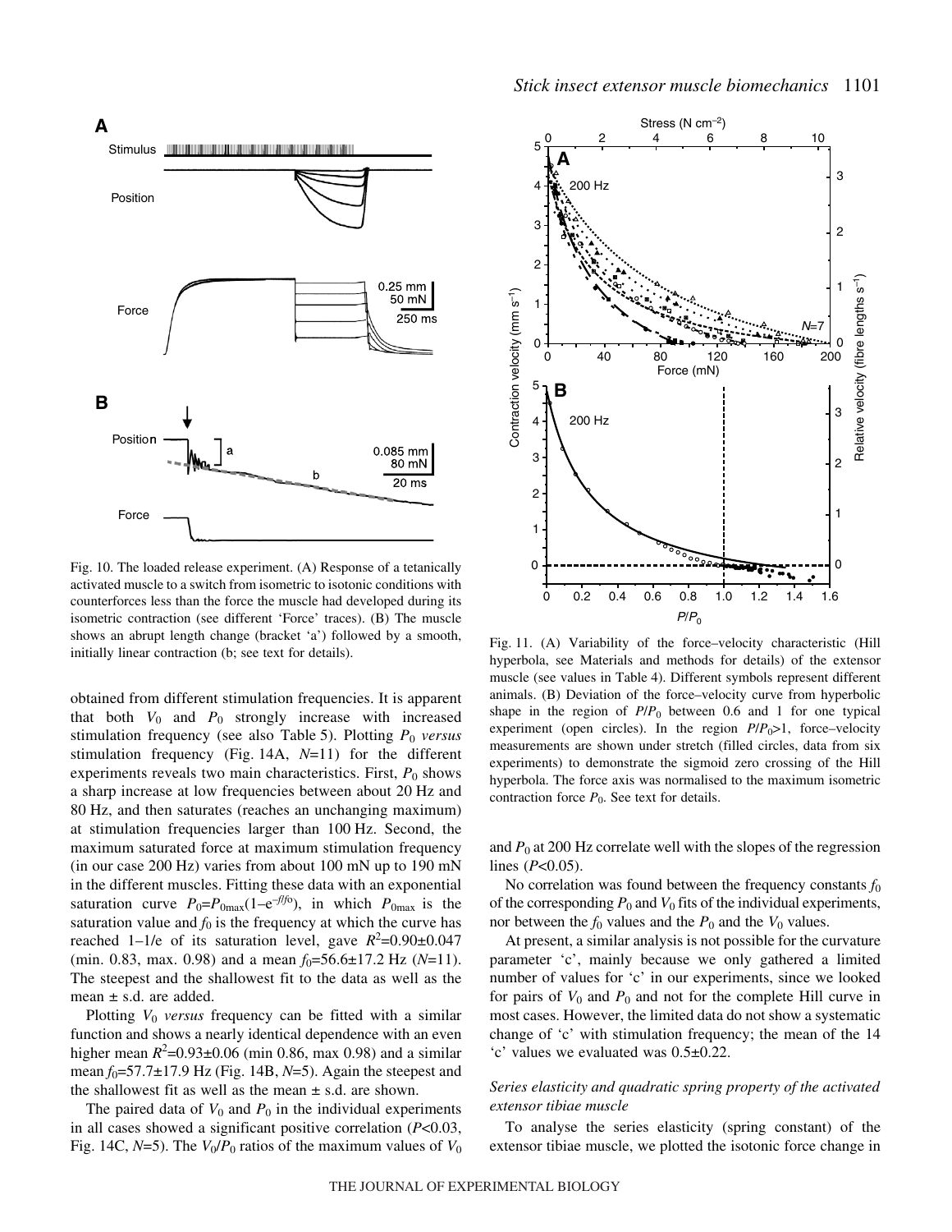Fig. 10. The loaded release experiment. (A) Response of a tetanically activated muscle to a switch from isometric to isotonic conditions with counterforces less than the force the muscle had developed during its isometric contraction (see different 'Force' traces). (B) The muscle shows an abrupt length change (bracket 'a') followed by a smooth, initially linear contraction (b; see text for details).

obtained from different stimulation frequencies. It is apparent that both $V_0$ and $P_0$ strongly increase with increased stimulation frequency (see also Table 5). Plotting $P_0$ *versus* stimulation frequency (Fig. 14A, $N$=11) for the different experiments reveals two main characteristics. First, $P_0$ shows a sharp increase at low frequencies between about 20 Hz and 80 Hz, and then saturates (reaches an unchanging maximum) at stimulation frequencies larger than 100 Hz. Second, the maximum saturated force at maximum stimulation frequency (in our case 200 Hz) varies from about 100 mN up to 190 mN in the different muscles. Fitting these data with an exponential saturation curve $P_0=P_{0\max}(1-e^{-f/f_0})$, in which $P_{0\max}$ is the saturation value and $f_0$ is the frequency at which the curve has reached 1–1/e of its saturation level, gave $R^2$=0.90±0.047 (min. 0.83, max. 0.98) and a mean $f_0$=56.6±17.2 Hz ($N$=11). The steepest and the shallowest fit to the data as well as the mean ± s.d. are added.

Plotting $V_0$ *versus* frequency can be fitted with a similar function and shows a nearly identical dependence with an even higher mean $R^2$=0.93±0.06 (min 0.86, max 0.98) and a similar mean $f_0$=57.7±17.9 Hz (Fig. 14B, $N$=5). Again the steepest and the shallowest fit as well as the mean ± s.d. are shown.

The paired data of $V_0$ and $P_0$ in the individual experiments in all cases showed a significant positive correlation ($P$<0.03, Fig. 14C, $N$=5). The $V_0/P_0$ ratios of the maximum values of $V_0$ and $P_0$ at 200 Hz correlate well with the slopes of the regression lines ($P$<0.05).

Fig. 11. (A) Variability of the force–velocity characteristic (Hill hyperbola, see Materials and methods for details) of the extensor muscle (see values in Table 4). Different symbols represent different animals. (B) Deviation of the force–velocity curve from hyperbolic shape in the region of $P/P_0$ between 0.6 and 1 for one typical experiment (open circles). In the region $P/P_0$>1, force–velocity measurements are shown under stretch (filled circles, data from six experiments) to demonstrate the sigmoid zero crossing of the Hill hyperbola. The force axis was normalised to the maximum isometric contraction force $P_0$. See text for details.

No correlation was found between the frequency constants $f_0$ of the corresponding $P_0$ and $V_0$ fits of the individual experiments, nor between the $f_0$ values and the $P_0$ and the $V_0$ values.

At present, a similar analysis is not possible for the curvature parameter 'c', mainly because we only gathered a limited number of values for 'c' in our experiments, since we looked for pairs of $V_0$ and $P_0$ and not for the complete Hill curve in most cases. However, the limited data do not show a systematic change of 'c' with stimulation frequency; the mean of the 14 'c' values we evaluated was 0.5±0.22.

### *Series elasticity and quadratic spring property of the activated extensor tibiae muscle*

To analyse the series elasticity (spring constant) of the extensor tibiae muscle, we plotted the isotonic force change in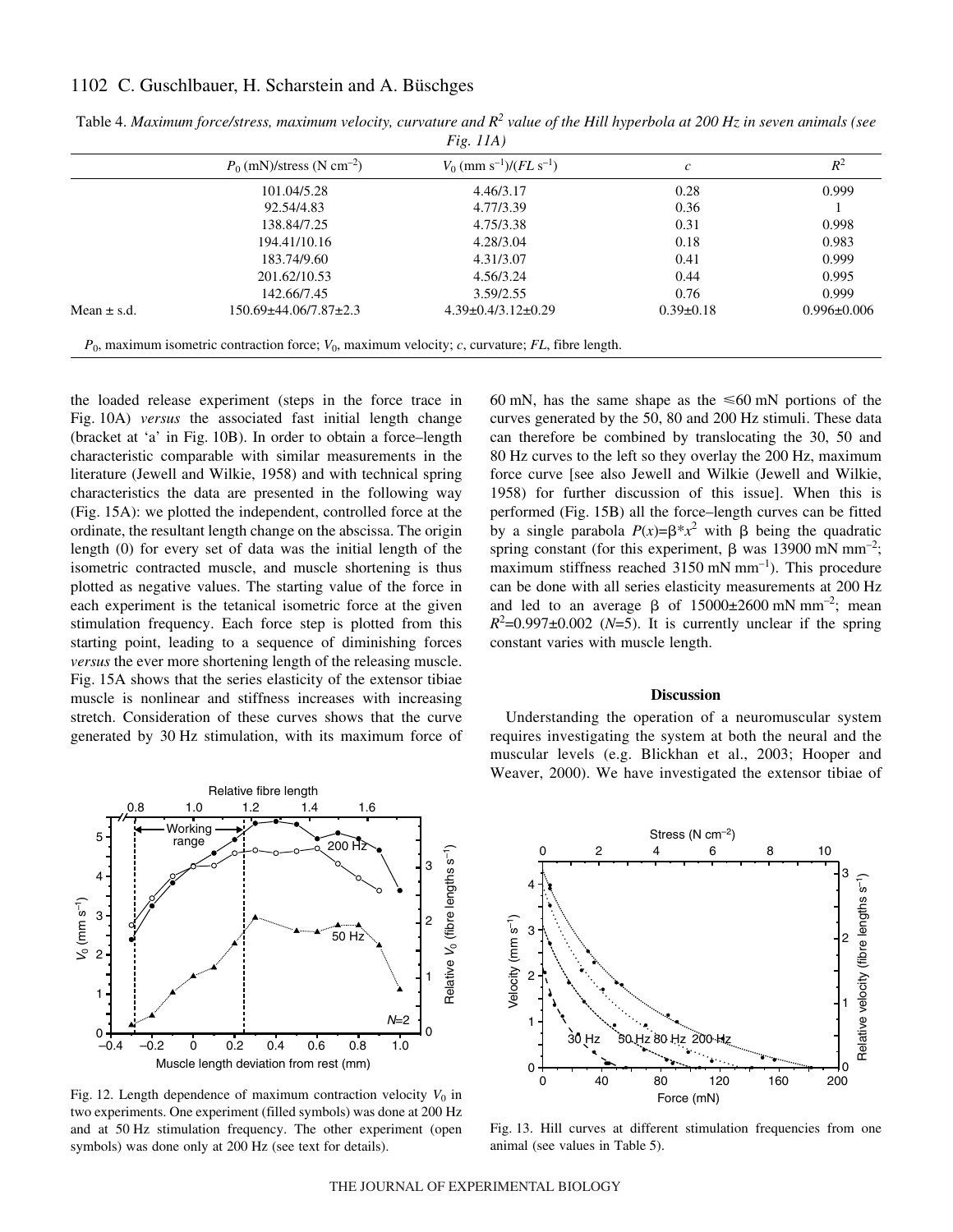Table 4. *Maximum force/stress, maximum velocity, curvature and $R^2$ value of the Hill hyperbola at 200 Hz in seven animals (see Fig. 11A)*

| | $P_0$ (mN)/stress (N cm$^{-2}$) | $V_0$ (mm s$^{-1}$)/(*FL* s$^{-1}$) | *c* | $R^2$ |
|---|---|---|---|---|
| | 101.04/5.28 | 4.46/3.17 | 0.28 | 0.999 |
| | 92.54/4.83 | 4.77/3.39 | 0.36 | 1 |
| | 138.84/7.25 | 4.75/3.38 | 0.31 | 0.998 |
| | 194.41/10.16 | 4.28/3.04 | 0.18 | 0.983 |
| | 183.74/9.60 | 4.31/3.07 | 0.41 | 0.999 |
| | 201.62/10.53 | 4.56/3.24 | 0.44 | 0.995 |
| | 142.66/7.45 | 3.59/2.55 | 0.76 | 0.999 |
| Mean ± s.d. | 150.69±44.06/7.87±2.3 | 4.39±0.4/3.12±0.29 | 0.39±0.18 | 0.996±0.006 |

$P_0$, maximum isometric contraction force; $V_0$, maximum velocity; *c*, curvature; *FL*, fibre length.

the loaded release experiment (steps in the force trace in Fig. 10A) *versus* the associated fast initial length change (bracket at 'a' in Fig. 10B). In order to obtain a force–length characteristic comparable with similar measurements in the literature (Jewell and Wilkie, 1958) and with technical spring characteristics the data are presented in the following way (Fig. 15A): we plotted the independent, controlled force at the ordinate, the resultant length change on the abscissa. The origin length (0) for every set of data was the initial length of the isometric contracted muscle, and muscle shortening is thus plotted as negative values. The starting value of the force in each experiment is the tetanical isometric force at the given stimulation frequency. Each force step is plotted from this starting point, leading to a sequence of diminishing forces *versus* the ever more shortening length of the releasing muscle. Fig. 15A shows that the series elasticity of the extensor tibiae muscle is nonlinear and stiffness increases with increasing stretch. Consideration of these curves shows that the curve generated by 30 Hz stimulation, with its maximum force of 60 mN, has the same shape as the ≤60 mN portions of the curves generated by the 50, 80 and 200 Hz stimuli. These data can therefore be combined by translocating the 30, 50 and 80 Hz curves to the left so they overlay the 200 Hz, maximum force curve [see also Jewell and Wilkie (Jewell and Wilkie, 1958) for further discussion of this issue]. When this is performed (Fig. 15B) all the force–length curves can be fitted by a single parabola $P(x)=\beta * x^2$ with $\beta$ being the quadratic spring constant (for this experiment, $\beta$ was 13900 mN mm$^{-2}$; maximum stiffness reached 3150 mN mm$^{-1}$). This procedure can be done with all series elasticity measurements at 200 Hz and led to an average $\beta$ of 15000±2600 mN mm$^{-2}$; mean $R^2$=0.997±0.002 ($N$=5). It is currently unclear if the spring constant varies with muscle length.

Fig. 12. Length dependence of maximum contraction velocity $V_0$ in two experiments. One experiment (filled symbols) was done at 200 Hz and at 50 Hz stimulation frequency. The other experiment (open symbols) was done only at 200 Hz (see text for details).

Fig. 13. Hill curves at different stimulation frequencies from one animal (see values in Table 5).

## Discussion

Understanding the operation of a neuromuscular system requires investigating the system at both the neural and the muscular levels (e.g. Blickhan et al., 2003; Hooper and Weaver, 2000). We have investigated the extensor tibiae of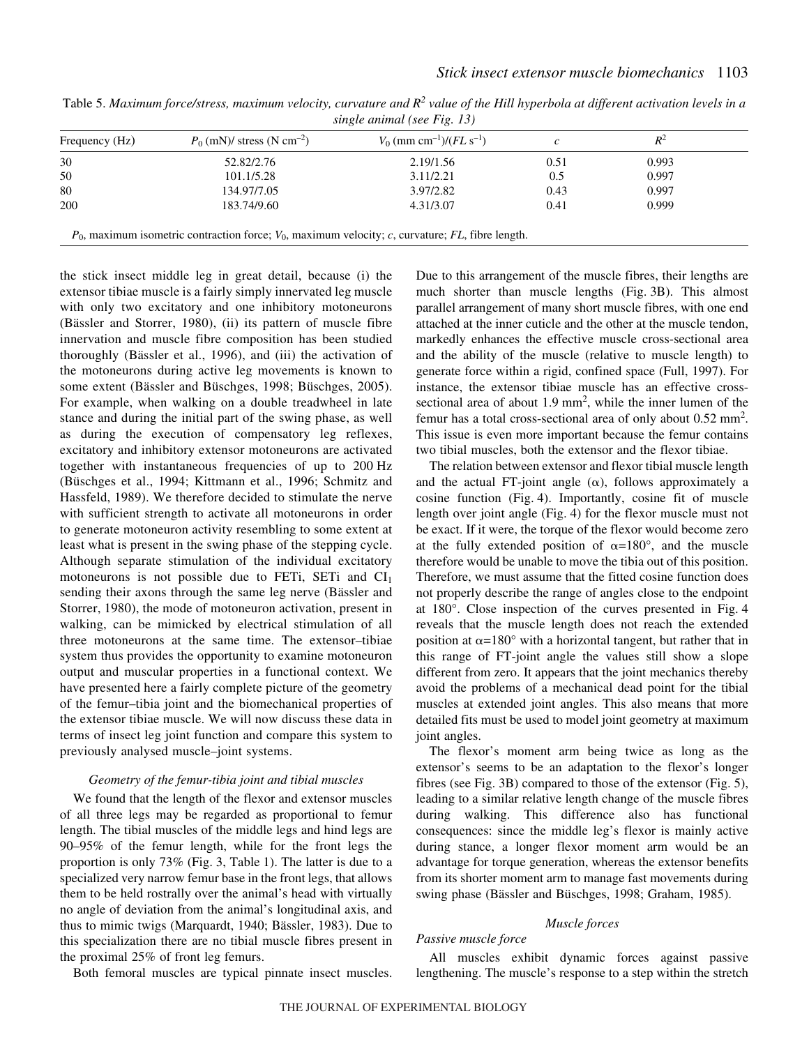Table 5. *Maximum force/stress, maximum velocity, curvature and $R^2$ value of the Hill hyperbola at different activation levels in a single animal (see Fig. 13)*

| Frequency (Hz) | $P_0$ (mN)/ stress (N cm$^{-2}$) | $V_0$ (mm cm$^{-1}$)/($FL$ s$^{-1}$) | $c$ | $R^2$ |
|---|---|---|---|---|
| 30 | 52.82/2.76 | 2.19/1.56 | 0.51 | 0.993 |
| 50 | 101.1/5.28 | 3.11/2.21 | 0.5 | 0.997 |
| 80 | 134.97/7.05 | 3.97/2.82 | 0.43 | 0.997 |
| 200 | 183.74/9.60 | 4.31/3.07 | 0.41 | 0.999 |

$P_0$, maximum isometric contraction force; $V_0$, maximum velocity; $c$, curvature; $FL$, fibre length.

the stick insect middle leg in great detail, because (i) the extensor tibiae muscle is a fairly simply innervated leg muscle with only two excitatory and one inhibitory motoneurons (Bässler and Storrer, 1980), (ii) its pattern of muscle fibre innervation and muscle fibre composition has been studied thoroughly (Bässler et al., 1996), and (iii) the activation of the motoneurons during active leg movements is known to some extent (Bässler and Büschges, 1998; Büschges, 2005). For example, when walking on a double treadwheel in late stance and during the initial part of the swing phase, as well as during the execution of compensatory leg reflexes, excitatory and inhibitory extensor motoneurons are activated together with instantaneous frequencies of up to 200 Hz (Büschges et al., 1994; Kittmann et al., 1996; Schmitz and Hassfeld, 1989). We therefore decided to stimulate the nerve with sufficient strength to activate all motoneurons in order to generate motoneuron activity resembling to some extent at least what is present in the swing phase of the stepping cycle. Although separate stimulation of the individual excitatory motoneurons is not possible due to FETi, SETi and $CI_1$ sending their axons through the same leg nerve (Bässler and Storrer, 1980), the mode of motoneuron activation, present in walking, can be mimicked by electrical stimulation of all three motoneurons at the same time. The extensor–tibiae system thus provides the opportunity to examine motoneuron output and muscular properties in a functional context. We have presented here a fairly complete picture of the geometry of the femur–tibia joint and the biomechanical properties of the extensor tibiae muscle. We will now discuss these data in terms of insect leg joint function and compare this system to previously analysed muscle–joint systems.

### *Geometry of the femur-tibia joint and tibial muscles*

We found that the length of the flexor and extensor muscles of all three legs may be regarded as proportional to femur length. The tibial muscles of the middle legs and hind legs are 90–95% of the femur length, while for the front legs the proportion is only 73% (Fig. 3, Table 1). The latter is due to a specialized very narrow femur base in the front legs, that allows them to be held rostrally over the animal's head with virtually no angle of deviation from the animal's longitudinal axis, and thus to mimic twigs (Marquardt, 1940; Bässler, 1983). Due to this specialization there are no tibial muscle fibres present in the proximal 25% of front leg femurs.

Both femoral muscles are typical pinnate insect muscles. Due to this arrangement of the muscle fibres, their lengths are much shorter than muscle lengths (Fig. 3B). This almost parallel arrangement of many short muscle fibres, with one end attached at the inner cuticle and the other at the muscle tendon, markedly enhances the effective muscle cross-sectional area and the ability of the muscle (relative to muscle length) to generate force within a rigid, confined space (Full, 1997). For instance, the extensor tibiae muscle has an effective cross-sectional area of about 1.9 mm$^2$, while the inner lumen of the femur has a total cross-sectional area of only about 0.52 mm$^2$. This issue is even more important because the femur contains two tibial muscles, both the extensor and the flexor tibiae.

The relation between extensor and flexor tibial muscle length and the actual FT-joint angle ($\alpha$), follows approximately a cosine function (Fig. 4). Importantly, cosine fit of muscle length over joint angle (Fig. 4) for the flexor muscle must not be exact. If it were, the torque of the flexor would become zero at the fully extended position of $\alpha$=180°, and the muscle therefore would be unable to move the tibia out of this position. Therefore, we must assume that the fitted cosine function does not properly describe the range of angles close to the endpoint at 180°. Close inspection of the curves presented in Fig. 4 reveals that the muscle length does not reach the extended position at $\alpha$=180° with a horizontal tangent, but rather that in this range of FT-joint angle the values still show a slope different from zero. It appears that the joint mechanics thereby avoid the problems of a mechanical dead point for the tibial muscles at extended joint angles. This also means that more detailed fits must be used to model joint geometry at maximum joint angles.

The flexor's moment arm being twice as long as the extensor's seems to be an adaptation to the flexor's longer fibres (see Fig. 3B) compared to those of the extensor (Fig. 5), leading to a similar relative length change of the muscle fibres during walking. This difference also has functional consequences: since the middle leg's flexor is mainly active during stance, a longer flexor moment arm would be an advantage for torque generation, whereas the extensor benefits from its shorter moment arm to manage fast movements during swing phase (Bässler and Büschges, 1998; Graham, 1985).

### *Muscle forces*

#### *Passive muscle force*

All muscles exhibit dynamic forces against passive lengthening. The muscle's response to a step within the stretch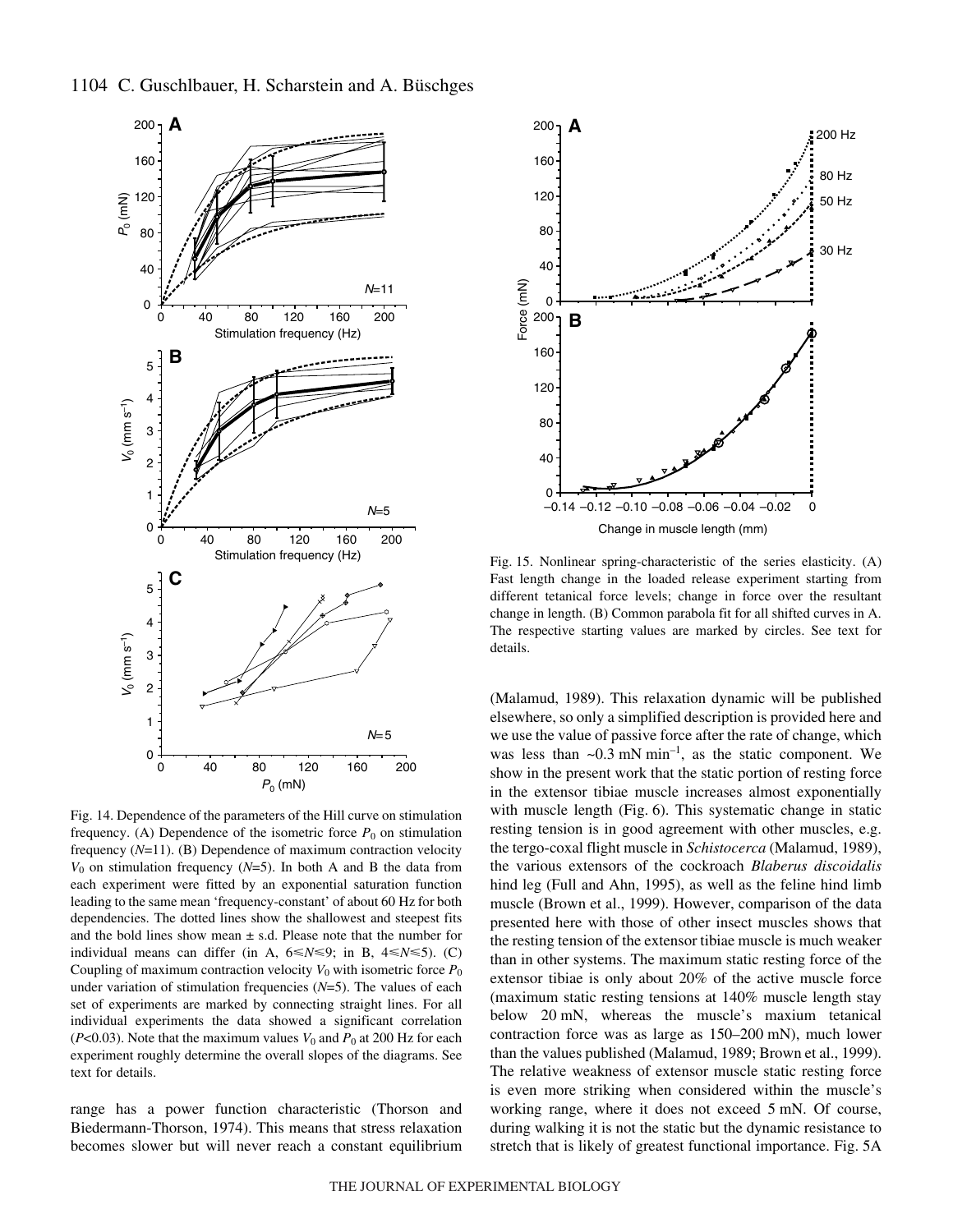Fig. 14. Dependence of the parameters of the Hill curve on stimulation frequency. (A) Dependence of the isometric force $P_0$ on stimulation frequency ($N$=11). (B) Dependence of maximum contraction velocity $V_0$ on stimulation frequency ($N$=5). In both A and B the data from each experiment were fitted by an exponential saturation function leading to the same mean 'frequency-constant' of about 60 Hz for both dependencies. The dotted lines show the shallowest and steepest fits and the bold lines show mean ± s.d. Please note that the number for individual means can differ (in A, $6 \leq N \leq 9$; in B, $4 \leq N \leq 5$). (C) Coupling of maximum contraction velocity $V_0$ with isometric force $P_0$ under variation of stimulation frequencies ($N$=5). The values of each set of experiments are marked by connecting straight lines. For all individual experiments the data showed a significant correlation ($P$<0.03). Note that the maximum values $V_0$ and $P_0$ at 200 Hz for each experiment roughly determine the overall slopes of the diagrams. See text for details.

range has a power function characteristic (Thorson and Biedermann-Thorson, 1974). This means that stress relaxation becomes slower but will never reach a constant equilibrium (Malamud, 1989). This relaxation dynamic will be published elsewhere, so only a simplified description is provided here and we use the value of passive force after the rate of change, which was less than ~0.3 mN min$^{-1}$, as the static component. We show in the present work that the static portion of resting force in the extensor tibiae muscle increases almost exponentially with muscle length (Fig. 6). This systematic change in static resting tension is in good agreement with other muscles, e.g. the tergo-coxal flight muscle in *Schistocerca* (Malamud, 1989), the various extensors of the cockroach *Blaberus discoidalis* hind leg (Full and Ahn, 1995), as well as the feline hind limb muscle (Brown et al., 1999). However, comparison of the data presented here with those of other insect muscles shows that the resting tension of the extensor tibiae muscle is much weaker than in other systems. The maximum static resting force of the extensor tibiae is only about 20% of the active muscle force (maximum static resting tensions at 140% muscle length stay below 20 mN, whereas the muscle's maxium tetanical contraction force was as large as 150–200 mN), much lower than the values published (Malamud, 1989; Brown et al., 1999). The relative weakness of extensor muscle static resting force is even more striking when considered within the muscle's working range, where it does not exceed 5 mN. Of course, during walking it is not the static but the dynamic resistance to stretch that is likely of greatest functional importance. Fig. 5A

Fig. 15. Nonlinear spring-characteristic of the series elasticity. (A) Fast length change in the loaded release experiment starting from different tetanical force levels; change in force over the resultant change in length. (B) Common parabola fit for all shifted curves in A. The respective starting values are marked by circles. See text for details.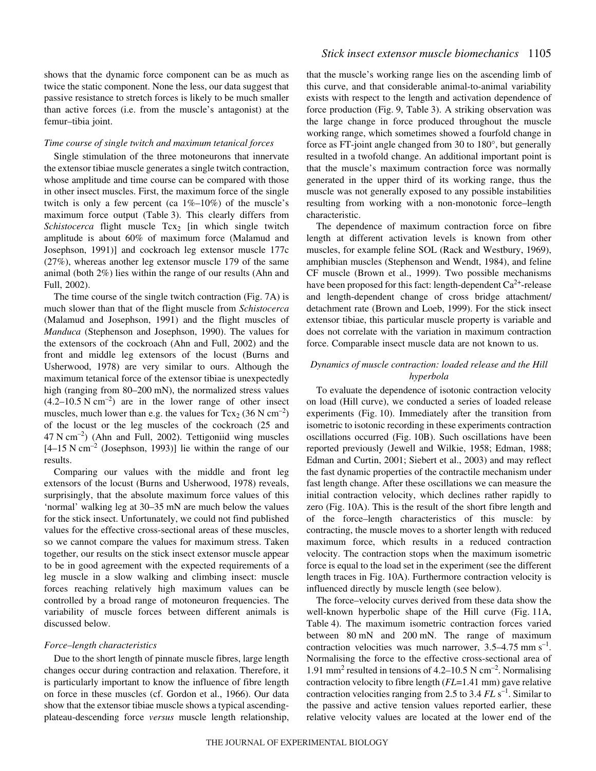shows that the dynamic force component can be as much as twice the static component. None the less, our data suggest that passive resistance to stretch forces is likely to be much smaller than active forces (i.e. from the muscle's antagonist) at the femur–tibia joint.

### *Time course of single twitch and maximum tetanical forces*

Single stimulation of the three motoneurons that innervate the extensor tibiae muscle generates a single twitch contraction, whose amplitude and time course can be compared with those in other insect muscles. First, the maximum force of the single twitch is only a few percent (ca 1%–10%) of the muscle's maximum force output (Table 3). This clearly differs from *Schistocerca* flight muscle $Tcx_2$ [in which single twitch amplitude is about 60% of maximum force (Malamud and Josephson, 1991)] and cockroach leg extensor muscle 177c (27%), whereas another leg extensor muscle 179 of the same animal (both 2%) lies within the range of our results (Ahn and Full, 2002).

The time course of the single twitch contraction (Fig. 7A) is much slower than that of the flight muscle from *Schistocerca* (Malamud and Josephson, 1991) and the flight muscles of *Manduca* (Stephenson and Josephson, 1990). The values for the extensors of the cockroach (Ahn and Full, 2002) and the front and middle leg extensors of the locust (Burns and Usherwood, 1978) are very similar to ours. Although the maximum tetanical force of the extensor tibiae is unexpectedly high (ranging from 80–200 mN), the normalized stress values ($4.2$–$10.5\ \mathrm{N\ cm^{-2}}$) are in the lower range of other insect muscles, much lower than e.g. the values for $Tcx_2$ ($36\ \mathrm{N\ cm^{-2}}$) of the locust or the leg muscles of the cockroach (25 and $47\ \mathrm{N\ cm^{-2}}$) (Ahn and Full, 2002). Tettigoniid wing muscles [$4$–$15\ \mathrm{N\ cm^{-2}}$ (Josephson, 1993)] lie within the range of our results.

Comparing our values with the middle and front leg extensors of the locust (Burns and Usherwood, 1978) reveals, surprisingly, that the absolute maximum force values of this 'normal' walking leg at 30–35 mN are much below the values for the stick insect. Unfortunately, we could not find published values for the effective cross-sectional areas of these muscles, so we cannot compare the values for maximum stress. Taken together, our results on the stick insect extensor muscle appear to be in good agreement with the expected requirements of a leg muscle in a slow walking and climbing insect: muscle forces reaching relatively high maximum values can be controlled by a broad range of motoneuron frequencies. The variability of muscle forces between different animals is discussed below.

### *Force–length characteristics*

Due to the short length of pinnate muscle fibres, large length changes occur during contraction and relaxation. Therefore, it is particularly important to know the influence of fibre length on force in these muscles (cf. Gordon et al., 1966). Our data show that the extensor tibiae muscle shows a typical ascending-plateau-descending force *versus* muscle length relationship, that the muscle's working range lies on the ascending limb of this curve, and that considerable animal-to-animal variability exists with respect to the length and activation dependence of force production (Fig. 9, Table 3). A striking observation was the large change in force produced throughout the muscle working range, which sometimes showed a fourfold change in force as FT-joint angle changed from 30 to 180°, but generally resulted in a twofold change. An additional important point is that the muscle's maximum contraction force was normally generated in the upper third of its working range, thus the muscle was not generally exposed to any possible instabilities resulting from working with a non-monotonic force–length characteristic.

The dependence of maximum contraction force on fibre length at different activation levels is known from other muscles, for example feline SOL (Rack and Westbury, 1969), amphibian muscles (Stephenson and Wendt, 1984), and feline CF muscle (Brown et al., 1999). Two possible mechanisms have been proposed for this fact: length-dependent $Ca^{2+}$-release and length-dependent change of cross bridge attachment/detachment rate (Brown and Loeb, 1999). For the stick insect extensor tibiae, this particular muscle property is variable and does not correlate with the variation in maximum contraction force. Comparable insect muscle data are not known to us.

### *Dynamics of muscle contraction: loaded release and the Hill hyperbola*

To evaluate the dependence of isotonic contraction velocity on load (Hill curve), we conducted a series of loaded release experiments (Fig. 10). Immediately after the transition from isometric to isotonic recording in these experiments contraction oscillations occurred (Fig. 10B). Such oscillations have been reported previously (Jewell and Wilkie, 1958; Edman, 1988; Edman and Curtin, 2001; Siebert et al., 2003) and may reflect the fast dynamic properties of the contractile mechanism under fast length change. After these oscillations we can measure the initial contraction velocity, which declines rather rapidly to zero (Fig. 10A). This is the result of the short fibre length and of the force–length characteristics of this muscle: by contracting, the muscle moves to a shorter length with reduced maximum force, which results in a reduced contraction velocity. The contraction stops when the maximum isometric force is equal to the load set in the experiment (see the different length traces in Fig. 10A). Furthermore contraction velocity is influenced directly by muscle length (see below).

The force–velocity curves derived from these data show the well-known hyperbolic shape of the Hill curve (Fig. 11A, Table 4). The maximum isometric contraction forces varied between 80 mN and 200 mN. The range of maximum contraction velocities was much narrower, $3.5$–$4.75\ \mathrm{mm\ s^{-1}}$. Normalising the force to the effective cross-sectional area of $1.91\ \mathrm{mm^2}$ resulted in tensions of $4.2$–$10.5\ \mathrm{N\ cm^{-2}}$. Normalising contraction velocity to fibre length ($FL$=1.41 mm) gave relative contraction velocities ranging from 2.5 to 3.4 $FL\ \mathrm{s^{-1}}$. Similar to the passive and active tension values reported earlier, these relative velocity values are located at the lower end of the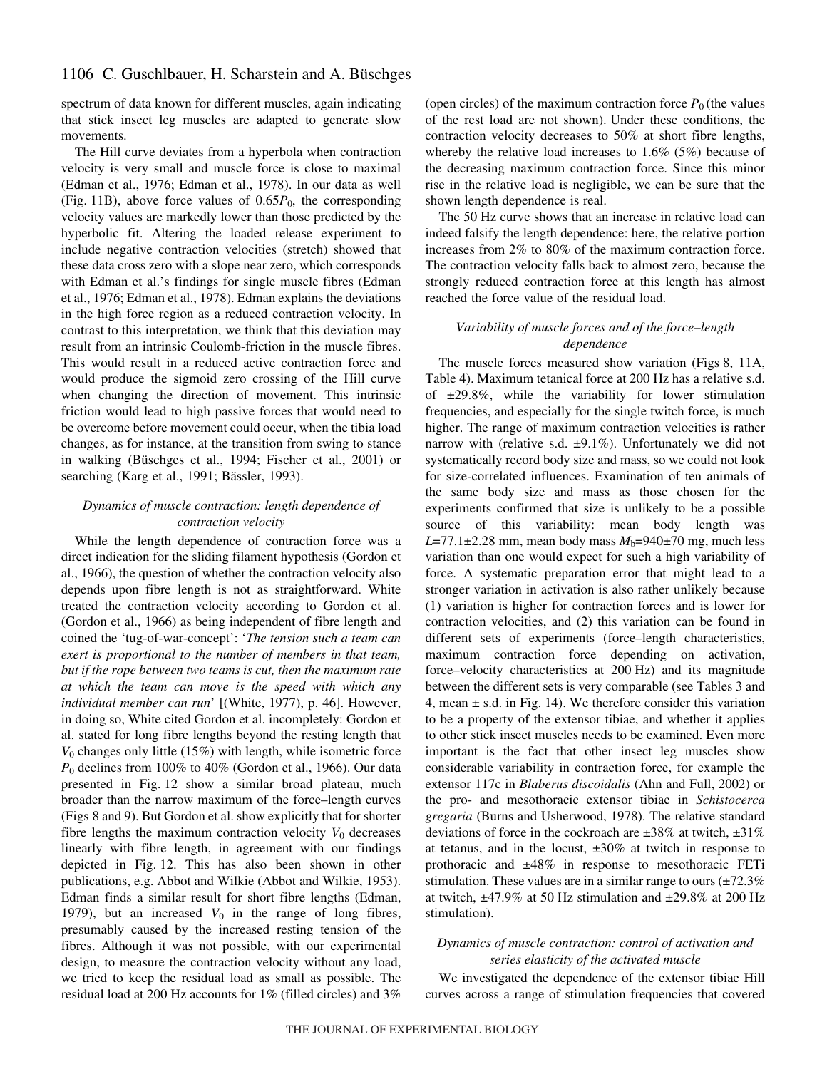spectrum of data known for different muscles, again indicating that stick insect leg muscles are adapted to generate slow movements.

The Hill curve deviates from a hyperbola when contraction velocity is very small and muscle force is close to maximal (Edman et al., 1976; Edman et al., 1978). In our data as well (Fig. 11B), above force values of $0.65P_0$, the corresponding velocity values are markedly lower than those predicted by the hyperbolic fit. Altering the loaded release experiment to include negative contraction velocities (stretch) showed that these data cross zero with a slope near zero, which corresponds with Edman et al.'s findings for single muscle fibres (Edman et al., 1976; Edman et al., 1978). Edman explains the deviations in the high force region as a reduced contraction velocity. In contrast to this interpretation, we think that this deviation may result from an intrinsic Coulomb-friction in the muscle fibres. This would result in a reduced active contraction force and would produce the sigmoid zero crossing of the Hill curve when changing the direction of movement. This intrinsic friction would lead to high passive forces that would need to be overcome before movement could occur, when the tibia load changes, as for instance, at the transition from swing to stance in walking (Büschges et al., 1994; Fischer et al., 2001) or searching (Karg et al., 1991; Bässler, 1993).

### *Dynamics of muscle contraction: length dependence of contraction velocity*

While the length dependence of contraction force was a direct indication for the sliding filament hypothesis (Gordon et al., 1966), the question of whether the contraction velocity also depends upon fibre length is not as straightforward. White treated the contraction velocity according to Gordon et al. (Gordon et al., 1966) as being independent of fibre length and coined the 'tug-of-war-concept': '*The tension such a team can exert is proportional to the number of members in that team, but if the rope between two teams is cut, then the maximum rate at which the team can move is the speed with which any individual member can run*' [(White, 1977), p. 46]. However, in doing so, White cited Gordon et al. incompletely: Gordon et al. stated for long fibre lengths beyond the resting length that $V_0$ changes only little (15%) with length, while isometric force $P_0$ declines from 100% to 40% (Gordon et al., 1966). Our data presented in Fig. 12 show a similar broad plateau, much broader than the narrow maximum of the force–length curves (Figs 8 and 9). But Gordon et al. show explicitly that for shorter fibre lengths the maximum contraction velocity $V_0$ decreases linearly with fibre length, in agreement with our findings depicted in Fig. 12. This has also been shown in other publications, e.g. Abbot and Wilkie (Abbot and Wilkie, 1953). Edman finds a similar result for short fibre lengths (Edman, 1979), but an increased $V_0$ in the range of long fibres, presumably caused by the increased resting tension of the fibres. Although it was not possible, with our experimental design, to measure the contraction velocity without any load, we tried to keep the residual load as small as possible. The residual load at 200 Hz accounts for 1% (filled circles) and 3% (open circles) of the maximum contraction force $P_0$ (the values of the rest load are not shown). Under these conditions, the contraction velocity decreases to 50% at short fibre lengths, whereby the relative load increases to 1.6% (5%) because of the decreasing maximum contraction force. Since this minor rise in the relative load is negligible, we can be sure that the shown length dependence is real.

The 50 Hz curve shows that an increase in relative load can indeed falsify the length dependence: here, the relative portion increases from 2% to 80% of the maximum contraction force. The contraction velocity falls back to almost zero, because the strongly reduced contraction force at this length has almost reached the force value of the residual load.

### *Variability of muscle forces and of the force–length dependence*

The muscle forces measured show variation (Figs 8, 11A, Table 4). Maximum tetanical force at 200 Hz has a relative s.d. of ±29.8%, while the variability for lower stimulation frequencies, and especially for the single twitch force, is much higher. The range of maximum contraction velocities is rather narrow with (relative s.d. ±9.1%). Unfortunately we did not systematically record body size and mass, so we could not look for size-correlated influences. Examination of ten animals of the same body size and mass as those chosen for the experiments confirmed that size is unlikely to be a possible source of this variability: mean body length was $L$=77.1±2.28 mm, mean body mass $M_b$=940±70 mg, much less variation than one would expect for such a high variability of force. A systematic preparation error that might lead to a stronger variation in activation is also rather unlikely because (1) variation is higher for contraction forces and is lower for contraction velocities, and (2) this variation can be found in different sets of experiments (force–length characteristics, maximum contraction force depending on activation, force–velocity characteristics at 200 Hz) and its magnitude between the different sets is very comparable (see Tables 3 and 4, mean ± s.d. in Fig. 14). We therefore consider this variation to be a property of the extensor tibiae, and whether it applies to other stick insect muscles needs to be examined. Even more important is the fact that other insect leg muscles show considerable variability in contraction force, for example the extensor 117c in *Blaberus discoidalis* (Ahn and Full, 2002) or the pro- and mesothoracic extensor tibiae in *Schistocerca gregaria* (Burns and Usherwood, 1978). The relative standard deviations of force in the cockroach are ±38% at twitch, ±31% at tetanus, and in the locust, ±30% at twitch in response to prothoracic and ±48% in response to mesothoracic FETi stimulation. These values are in a similar range to ours (±72.3% at twitch, ±47.9% at 50 Hz stimulation and ±29.8% at 200 Hz stimulation).

### *Dynamics of muscle contraction: control of activation and series elasticity of the activated muscle*

We investigated the dependence of the extensor tibiae Hill curves across a range of stimulation frequencies that covered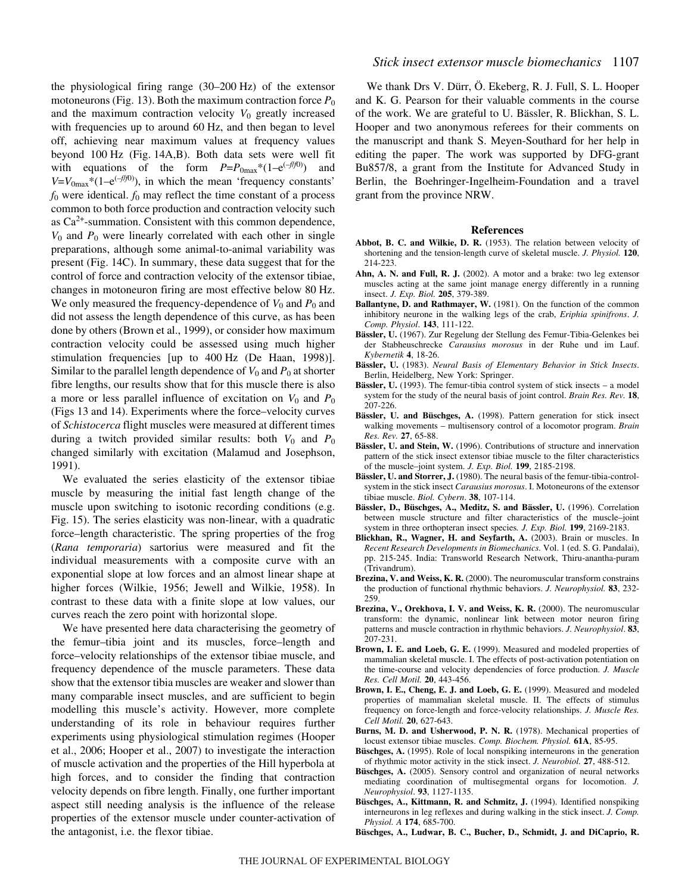the physiological firing range (30–200 Hz) of the extensor motoneurons (Fig. 13). Both the maximum contraction force $P_0$ and the maximum contraction velocity $V_0$ greatly increased with frequencies up to around 60 Hz, and then began to level off, achieving near maximum values at frequency values beyond 100 Hz (Fig. 14A,B). Both data sets were well fit with equations of the form $P=P_{0max}*(1-e^{(-f/f0)})$ and $V=V_{0max}*(1-e^{(-f/f0)})$, in which the mean 'frequency constants' $f_0$ were identical. $f_0$ may reflect the time constant of a process common to both force production and contraction velocity such as $Ca^{2+}$-summation. Consistent with this common dependence, $V_0$ and $P_0$ were linearly correlated with each other in single preparations, although some animal-to-animal variability was present (Fig. 14C). In summary, these data suggest that for the control of force and contraction velocity of the extensor tibiae, changes in motoneuron firing are most effective below 80 Hz. We only measured the frequency-dependence of $V_0$ and $P_0$ and did not assess the length dependence of this curve, as has been done by others (Brown et al., 1999), or consider how maximum contraction velocity could be assessed using much higher stimulation frequencies [up to 400 Hz (De Haan, 1998)]. Similar to the parallel length dependence of $V_0$ and $P_0$ at shorter fibre lengths, our results show that for this muscle there is also a more or less parallel influence of excitation on $V_0$ and $P_0$ (Figs 13 and 14). Experiments where the force–velocity curves of *Schistocerca* flight muscles were measured at different times during a twitch provided similar results: both $V_0$ and $P_0$ changed similarly with excitation (Malamud and Josephson, 1991).

We evaluated the series elasticity of the extensor tibiae muscle by measuring the initial fast length change of the muscle upon switching to isotonic recording conditions (e.g. Fig. 15). The series elasticity was non-linear, with a quadratic force–length characteristic. The spring properties of the frog (*Rana temporaria*) sartorius were measured and fit the individual measurements with a composite curve with an exponential slope at low forces and an almost linear shape at higher forces (Wilkie, 1956; Jewell and Wilkie, 1958). In contrast to these data with a finite slope at low values, our curves reach the zero point with horizontal slope.

We have presented here data characterising the geometry of the femur–tibia joint and its muscles, force–length and force–velocity relationships of the extensor tibiae muscle, and frequency dependence of the muscle parameters. These data show that the extensor tibia muscles are weaker and slower than many comparable insect muscles, and are sufficient to begin modelling this muscle's activity. However, more complete understanding of its role in behaviour requires further experiments using physiological stimulation regimes (Hooper et al., 2006; Hooper et al., 2007) to investigate the interaction of muscle activation and the properties of the Hill hyperbola at high forces, and to consider the finding that contraction velocity depends on fibre length. Finally, one further important aspect still needing analysis is the influence of the release properties of the extensor muscle under counter-activation of the antagonist, i.e. the flexor tibiae.

We thank Drs V. Dürr, Ö. Ekeberg, R. J. Full, S. L. Hooper and K. G. Pearson for their valuable comments in the course of the work. We are grateful to U. Bässler, R. Blickhan, S. L. Hooper and two anonymous referees for their comments on the manuscript and thank S. Meyen-Southard for her help in editing the paper. The work was supported by DFG-grant Bu857/8, a grant from the Institute for Advanced Study in Berlin, the Boehringer-Ingelheim-Foundation and a travel grant from the province NRW.

## References

**Abbot, B. C. and Wilkie, D. R.** (1953). The relation between velocity of shortening and the tension-length curve of skeletal muscle. *J. Physiol.* **120**, 214-223.

**Ahn, A. N. and Full, R. J.** (2002). A motor and a brake: two leg extensor muscles acting at the same joint manage energy differently in a running insect. *J. Exp. Biol.* **205**, 379-389.

**Ballantyne, D. and Rathmayer, W.** (1981). On the function of the common inhibitory neurone in the walking legs of the crab, *Eriphia spinifrons*. *J. Comp. Physiol*. **143**, 111-122.

**Bässler, U.** (1967). Zur Regelung der Stellung des Femur-Tibia-Gelenkes bei der Stabheuschrecke *Carausius morosus* in der Ruhe und im Lauf. *Kybernetik* **4**, 18-26.

**Bässler, U.** (1983). *Neural Basis of Elementary Behavior in Stick Insects*. Berlin, Heidelberg, New York: Springer.

**Bässler, U.** (1993). The femur-tibia control system of stick insects – a model system for the study of the neural basis of joint control. *Brain Res. Rev.* **18**, 207-226.

**Bässler, U. and Büschges, A.** (1998). Pattern generation for stick insect walking movements – multisensory control of a locomotor program. *Brain Res. Rev.* **27**, 65-88.

**Bässler, U. and Stein, W.** (1996). Contributions of structure and innervation pattern of the stick insect extensor tibiae muscle to the filter characteristics of the muscle–joint system. *J. Exp. Biol.* **199**, 2185-2198.

**Bässler, U. and Storrer, J.** (1980). The neural basis of the femur-tibia-control-system in the stick insect *Carausius morosus*. I. Motoneurons of the extensor tibiae muscle. *Biol. Cybern*. **38**, 107-114.

**Bässler, D., Büschges, A., Meditz, S. and Bässler, U.** (1996). Correlation between muscle structure and filter characteristics of the muscle–joint system in three orthopteran insect species*. J. Exp. Biol.* **199**, 2169-2183.

**Blickhan, R., Wagner, H. and Seyfarth, A.** (2003). Brain or muscles. In *Recent Research Developments in Biomechanics*. Vol. 1 (ed. S. G. Pandalai), pp. 215-245. India: Transworld Research Network, Thiru-anantha-puram (Trivandrum).

**Brezina, V. and Weiss, K. R.** (2000). The neuromuscular transform constrains the production of functional rhythmic behaviors. *J. Neurophysiol.* **83**, 232-259.

**Brezina, V., Orekhova, I. V. and Weiss, K. R.** (2000). The neuromuscular transform: the dynamic, nonlinear link between motor neuron firing patterns and muscle contraction in rhythmic behaviors. *J. Neurophysiol*. **83**, 207-231.

**Brown, I. E. and Loeb, G. E.** (1999). Measured and modeled properties of mammalian skeletal muscle. I. The effects of post-activation potentiation on the time-course and velocity dependencies of force production. *J. Muscle Res. Cell Motil.* **20**, 443-456.

**Brown, I. E., Cheng, E. J. and Loeb, G. E.** (1999). Measured and modeled properties of mammalian skeletal muscle. II. The effects of stimulus frequency on force-length and force-velocity relationships. *J. Muscle Res. Cell Motil.* **20**, 627-643.

**Burns, M. D. and Usherwood, P. N. R.** (1978). Mechanical properties of locust extensor tibiae muscles. *Comp. Biochem. Physiol.* **61A**, 85-95.

**Büschges, A.** (1995). Role of local nonspiking interneurons in the generation of rhythmic motor activity in the stick insect. *J. Neurobiol.* **27**, 488-512.

**Büschges, A.** (2005). Sensory control and organization of neural networks mediating coordination of multisegmental organs for locomotion. *J. Neurophysiol*. **93**, 1127-1135.

**Büschges, A., Kittmann, R. and Schmitz, J.** (1994). Identified nonspiking interneurons in leg reflexes and during walking in the stick insect. *J. Comp. Physiol. A* **174**, 685-700.

**Büschges, A., Ludwar, B. C., Bucher, D., Schmidt, J. and DiCaprio, R.**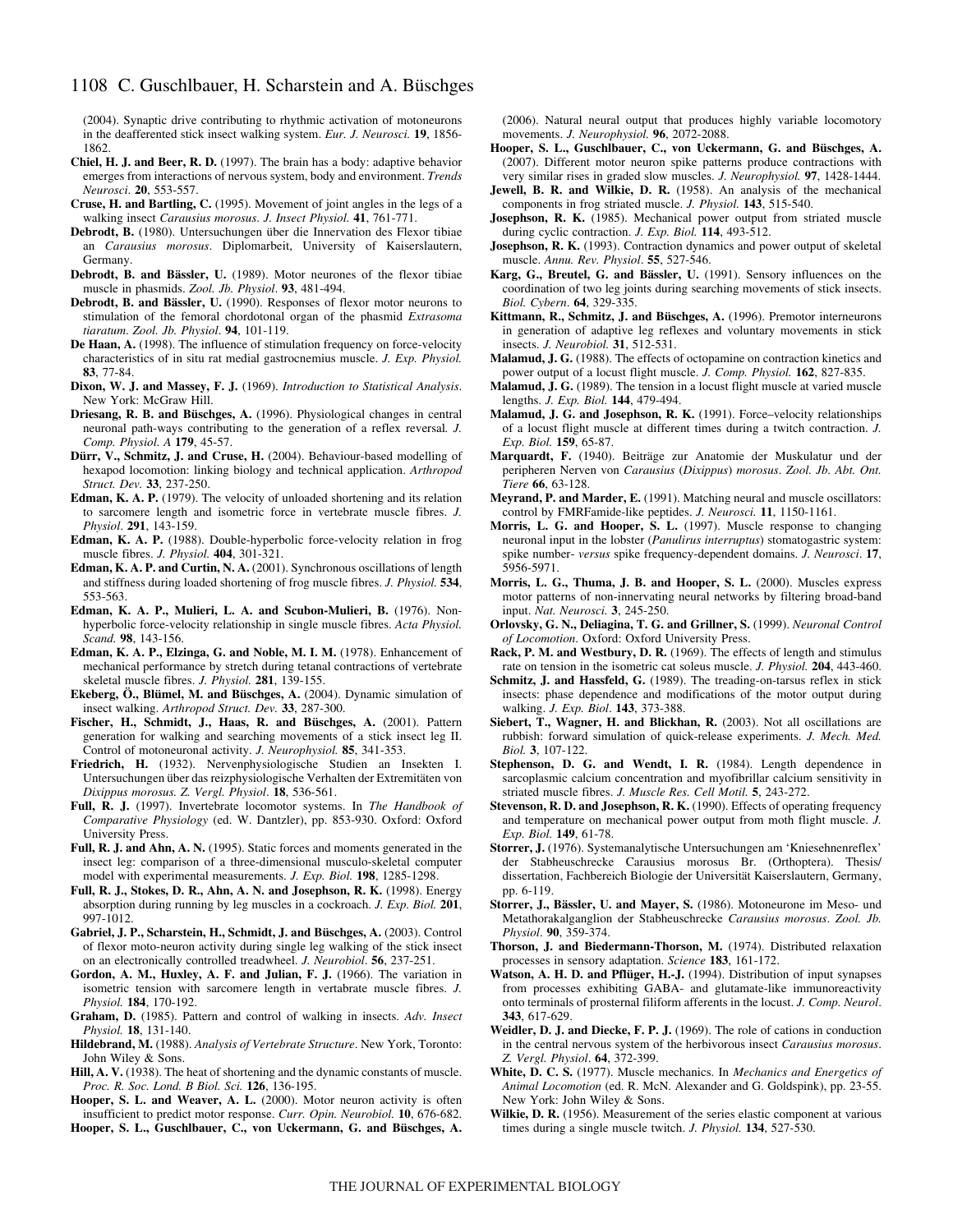(2004). Synaptic drive contributing to rhythmic activation of motoneurons in the deafferented stick insect walking system. *Eur. J. Neurosci.* **19**, 1856-1862.

**Chiel, H. J. and Beer, R. D.** (1997). The brain has a body: adaptive behavior emerges from interactions of nervous system, body and environment. *Trends Neurosci*. **20**, 553-557.

**Cruse, H. and Bartling, C.** (1995). Movement of joint angles in the legs of a walking insect *Carausius morosus*. *J. Insect Physiol.* **41**, 761-771.

**Debrodt, B.** (1980). Untersuchungen über die Innervation des Flexor tibiae an *Carausius morosus*. Diplomarbeit, University of Kaiserslautern, Germany.

**Debrodt, B. and Bässler, U.** (1989). Motor neurones of the flexor tibiae muscle in phasmids. *Zool. Jb. Physiol*. **93**, 481-494.

**Debrodt, B. and Bässler, U.** (1990). Responses of flexor motor neurons to stimulation of the femoral chordotonal organ of the phasmid *Extrasoma tiaratum*. *Zool. Jb. Physiol*. **94**, 101-119.

**De Haan, A.** (1998). The influence of stimulation frequency on force-velocity characteristics of in situ rat medial gastrocnemius muscle. *J. Exp. Physiol.* **83**, 77-84.

**Dixon, W. J. and Massey, F. J.** (1969). *Introduction to Statistical Analysis*. New York: McGraw Hill.

**Driesang, R. B. and Büschges, A.** (1996). Physiological changes in central neuronal path-ways contributing to the generation of a reflex reversal*. J. Comp. Physiol. A* **179**, 45-57.

**Dürr, V., Schmitz, J. and Cruse, H.** (2004). Behaviour-based modelling of hexapod locomotion: linking biology and technical application. *Arthropod Struct. Dev.* **33**, 237-250.

**Edman, K. A. P.** (1979). The velocity of unloaded shortening and its relation to sarcomere length and isometric force in vertebrate muscle fibres. *J. Physiol*. **291**, 143-159.

**Edman, K. A. P.** (1988). Double-hyperbolic force-velocity relation in frog muscle fibres. *J. Physiol.* **404**, 301-321.

**Edman, K. A. P. and Curtin, N. A.** (2001). Synchronous oscillations of length and stiffness during loaded shortening of frog muscle fibres. *J. Physiol.* **534**, 553-563.

**Edman, K. A. P., Mulieri, L. A. and Scubon-Mulieri, B.** (1976). Non-hyperbolic force-velocity relationship in single muscle fibres. *Acta Physiol. Scand.* **98**, 143-156.

**Edman, K. A. P., Elzinga, G. and Noble, M. I. M.** (1978). Enhancement of mechanical performance by stretch during tetanal contractions of vertebrate skeletal muscle fibres. *J. Physiol.* **281**, 139-155.

**Ekeberg, Ö., Blümel, M. and Büschges, A.** (2004). Dynamic simulation of insect walking. *Arthropod Struct. Dev.* **33**, 287-300.

**Fischer, H., Schmidt, J., Haas, R. and Büschges, A.** (2001). Pattern generation for walking and searching movements of a stick insect leg II. Control of motoneuronal activity. *J. Neurophysiol.* **85**, 341-353.

**Friedrich, H.** (1932). Nervenphysiologische Studien an Insekten I. Untersuchungen über das reizphysiologische Verhalten der Extremitäten von *Dixippus morosus. Z. Vergl. Physiol*. **18**, 536-561.

**Full, R. J.** (1997). Invertebrate locomotor systems. In *The Handbook of Comparative Physiology* (ed. W. Dantzler), pp. 853-930. Oxford: Oxford University Press.

**Full, R. J. and Ahn, A. N.** (1995). Static forces and moments generated in the insect leg: comparison of a three-dimensional musculo-skeletal computer model with experimental measurements. *J. Exp. Biol.* **198**, 1285-1298.

**Full, R. J., Stokes, D. R., Ahn, A. N. and Josephson, R. K.** (1998). Energy absorption during running by leg muscles in a cockroach. *J. Exp. Biol.* **201**, 997-1012.

**Gabriel, J. P., Scharstein, H., Schmidt, J. and Büschges, A.** (2003). Control of flexor moto-neuron activity during single leg walking of the stick insect on an electronically controlled treadwheel. *J. Neurobiol*. **56**, 237-251.

**Gordon, A. M., Huxley, A. F. and Julian, F. J.** (1966). The variation in isometric tension with sarcomere length in vertabrate muscle fibres. *J. Physiol.* **184**, 170-192.

**Graham, D.** (1985). Pattern and control of walking in insects. *Adv. Insect Physiol.* **18**, 131-140.

**Hildebrand, M.** (1988). *Analysis of Vertebrate Structure*. New York, Toronto: John Wiley & Sons.

**Hill, A. V.** (1938). The heat of shortening and the dynamic constants of muscle. *Proc. R. Soc. Lond. B Biol. Sci.* **126**, 136-195.

**Hooper, S. L. and Weaver, A. L.** (2000). Motor neuron activity is often insufficient to predict motor response. *Curr. Opin. Neurobiol.* **10**, 676-682.

**Hooper, S. L., Guschlbauer, C., von Uckermann, G. and Büschges, A.** (2006). Natural neural output that produces highly variable locomotory movements. *J. Neurophysiol.* **96**, 2072-2088.

**Hooper, S. L., Guschlbauer, C., von Uckermann, G. and Büschges, A.** (2007). Different motor neuron spike patterns produce contractions with very similar rises in graded slow muscles. *J. Neurophysiol.* **97**, 1428-1444.

**Jewell, B. R. and Wilkie, D. R.** (1958). An analysis of the mechanical components in frog striated muscle. *J. Physiol.* **143**, 515-540.

**Josephson, R. K.** (1985). Mechanical power output from striated muscle during cyclic contraction. *J. Exp. Biol.* **114**, 493-512.

**Josephson, R. K.** (1993). Contraction dynamics and power output of skeletal muscle. *Annu. Rev. Physiol*. **55**, 527-546.

**Karg, G., Breutel, G. and Bässler, U.** (1991). Sensory influences on the coordination of two leg joints during searching movements of stick insects. *Biol. Cybern.* **64**, 329-335.

**Kittmann, R., Schmitz, J. and Büschges, A.** (1996). Premotor interneurons in generation of adaptive leg reflexes and voluntary movements in stick insects. *J. Neurobiol.* **31**, 512-531.

**Malamud, J. G.** (1988). The effects of octopamine on contraction kinetics and power output of a locust flight muscle. *J. Comp. Physiol.* **162**, 827-835.

**Malamud, J. G.** (1989). The tension in a locust flight muscle at varied muscle lengths. *J. Exp. Biol.* **144**, 479-494.

**Malamud, J. G. and Josephson, R. K.** (1991). Force–velocity relationships of a locust flight muscle at different times during a twitch contraction. *J. Exp. Biol.* **159**, 65-87.

**Marquardt, F.** (1940). Beiträge zur Anatomie der Muskulatur und der peripheren Nerven von *Carausius* (*Dixippus*) *morosus*. *Zool. Jb. Abt. Ont. Tiere* **66**, 63-128.

**Meyrand, P. and Marder, E.** (1991). Matching neural and muscle oscillators: control by FMRFamide-like peptides. *J. Neurosci.* **11**, 1150-1161.

**Morris, L. G. and Hooper, S. L.** (1997). Muscle response to changing neuronal input in the lobster (*Panulirus interruptus*) stomatogastric system: spike number- *versus* spike frequency-dependent domains. *J. Neurosci*. **17**, 5956-5971.

**Morris, L. G., Thuma, J. B. and Hooper, S. L.** (2000). Muscles express motor patterns of non-innervating neural networks by filtering broad-band input. *Nat. Neurosci.* **3**, 245-250.

**Orlovsky, G. N., Deliagina, T. G. and Grillner, S.** (1999). *Neuronal Control of Locomotion*. Oxford: Oxford University Press.

**Rack, P. M. and Westbury, D. R.** (1969). The effects of length and stimulus rate on tension in the isometric cat soleus muscle. *J. Physiol.* **204**, 443-460.

**Schmitz, J. and Hassfeld, G.** (1989). The treading-on-tarsus reflex in stick insects: phase dependence and modifications of the motor output during walking. *J. Exp. Biol*. **143**, 373-388.

**Siebert, T., Wagner, H. and Blickhan, R.** (2003). Not all oscillations are rubbish: forward simulation of quick-release experiments. *J. Mech. Med. Biol.* **3**, 107-122.

**Stephenson, D. G. and Wendt, I. R.** (1984). Length dependence in sarcoplasmic calcium concentration and myofibrillar calcium sensitivity in striated muscle fibres. *J. Muscle Res. Cell Motil.* **5**, 243-272.

**Stevenson, R. D. and Josephson, R. K.** (1990). Effects of operating frequency and temperature on mechanical power output from moth flight muscle. *J. Exp. Biol.* **149**, 61-78.

**Storrer, J.** (1976). Systemanalytische Untersuchungen am 'Kniesehnenreflex' der Stabheuschrecke Carausius morosus Br. (Orthoptera). Thesis/dissertation, Fachbereich Biologie der Universität Kaiserslautern, Germany, pp. 6-119.

**Storrer, J., Bässler, U. and Mayer, S.** (1986). Motoneurone im Meso- und Metathorakalganglion der Stabheuschrecke *Carausius morosus*. *Zool. Jb. Physiol*. **90**, 359-374.

**Thorson, J. and Biedermann-Thorson, M.** (1974). Distributed relaxation processes in sensory adaptation. *Science* **183**, 161-172.

**Watson, A. H. D. and Pflüger, H.-J.** (1994). Distribution of input synapses from processes exhibiting GABA- and glutamate-like immunoreactivity onto terminals of prosternal filiform afferents in the locust. *J. Comp. Neurol*. **343**, 617-629.

**Weidler, D. J. and Diecke, F. P. J.** (1969). The role of cations in conduction in the central nervous system of the herbivorous insect *Carausius morosus*. *Z. Vergl. Physiol*. **64**, 372-399.

**White, D. C. S.** (1977). Muscle mechanics. In *Mechanics and Energetics of Animal Locomotion* (ed. R. McN. Alexander and G. Goldspink), pp. 23-55. New York: John Wiley & Sons.

**Wilkie, D. R.** (1956). Measurement of the series elastic component at various times during a single muscle twitch. *J. Physiol.* **134**, 527-530.